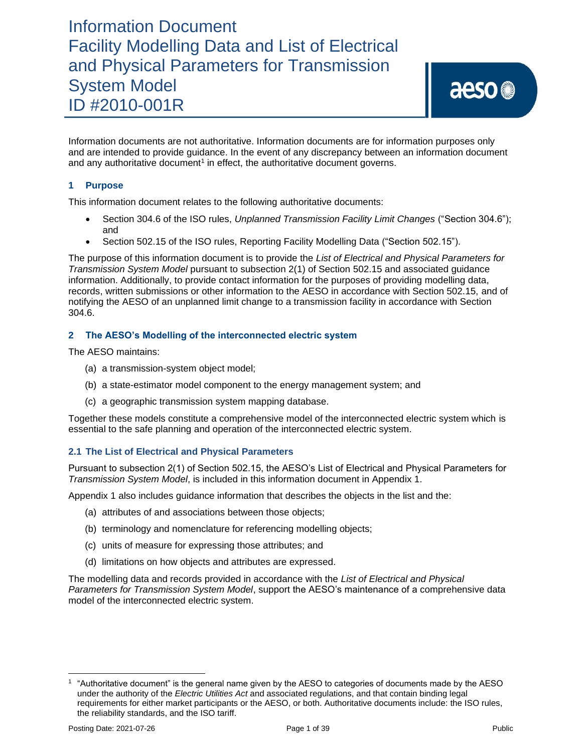# Information Document
# Facility Modelling Data and List of Electrical and Physical Parameters for Transmission System Model
# ID #2010-001R

Information documents are not authoritative. Information documents are for information purposes only and are intended to provide guidance. In the event of any discrepancy between an information document and any authoritative document[1] in effect, the authoritative document governs.

## 1 Purpose

This information document relates to the following authoritative documents:

- Section 304.6 of the ISO rules, *Unplanned Transmission Facility Limit Changes* ("Section 304.6"); and
- Section 502.15 of the ISO rules, Reporting Facility Modelling Data ("Section 502.15").

The purpose of this information document is to provide the *List of Electrical and Physical Parameters for Transmission System Model* pursuant to subsection 2(1) of Section 502.15 and associated guidance information. Additionally, to provide contact information for the purposes of providing modelling data, records, written submissions or other information to the AESO in accordance with Section 502.15, and of notifying the AESO of an unplanned limit change to a transmission facility in accordance with Section 304.6.

## 2 The AESO's Modelling of the interconnected electric system

The AESO maintains:

(a) a transmission-system object model;

(b) a state-estimator model component to the energy management system; and

(c) a geographic transmission system mapping database.

Together these models constitute a comprehensive model of the interconnected electric system which is essential to the safe planning and operation of the interconnected electric system.

### 2.1 The List of Electrical and Physical Parameters

Pursuant to subsection 2(1) of Section 502.15, the AESO's List of Electrical and Physical Parameters for *Transmission System Model*, is included in this information document in Appendix 1.

Appendix 1 also includes guidance information that describes the objects in the list and the:

(a) attributes of and associations between those objects;

(b) terminology and nomenclature for referencing modelling objects;

(c) units of measure for expressing those attributes; and

(d) limitations on how objects and attributes are expressed.

The modelling data and records provided in accordance with the *List of Electrical and Physical Parameters for Transmission System Model*, support the AESO's maintenance of a comprehensive data model of the interconnected electric system.

[1] "Authoritative document" is the general name given by the AESO to categories of documents made by the AESO under the authority of the *Electric Utilities Act* and associated regulations, and that contain binding legal requirements for either market participants or the AESO, or both. Authoritative documents include: the ISO rules, the reliability standards, and the ISO tariff.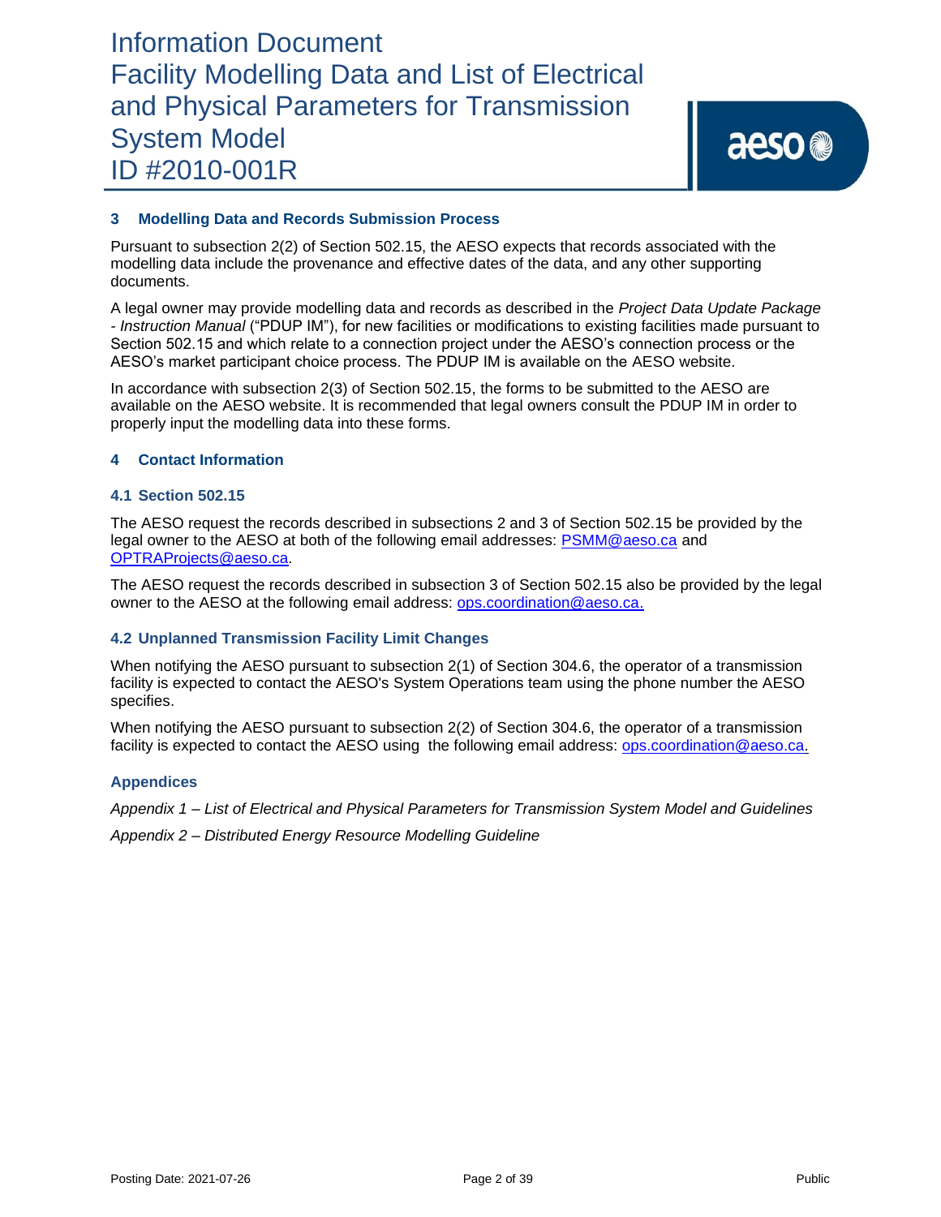## 3 Modelling Data and Records Submission Process

Pursuant to subsection 2(2) of Section 502.15, the AESO expects that records associated with the modelling data include the provenance and effective dates of the data, and any other supporting documents.

A legal owner may provide modelling data and records as described in the *Project Data Update Package - Instruction Manual* ("PDUP IM"), for new facilities or modifications to existing facilities made pursuant to Section 502.15 and which relate to a connection project under the AESO's connection process or the AESO's market participant choice process. The PDUP IM is available on the AESO website.

In accordance with subsection 2(3) of Section 502.15, the forms to be submitted to the AESO are available on the AESO website. It is recommended that legal owners consult the PDUP IM in order to properly input the modelling data into these forms.

## 4 Contact Information

### 4.1 Section 502.15

The AESO request the records described in subsections 2 and 3 of Section 502.15 be provided by the legal owner to the AESO at both of the following email addresses: PSMM@aeso.ca and OPTRAProjects@aeso.ca.

The AESO request the records described in subsection 3 of Section 502.15 also be provided by the legal owner to the AESO at the following email address: ops.coordination@aeso.ca.

### 4.2 Unplanned Transmission Facility Limit Changes

When notifying the AESO pursuant to subsection 2(1) of Section 304.6, the operator of a transmission facility is expected to contact the AESO's System Operations team using the phone number the AESO specifies.

When notifying the AESO pursuant to subsection 2(2) of Section 304.6, the operator of a transmission facility is expected to contact the AESO using the following email address: ops.coordination@aeso.ca.

### Appendices

*Appendix 1 – List of Electrical and Physical Parameters for Transmission System Model and Guidelines*

*Appendix 2 – Distributed Energy Resource Modelling Guideline*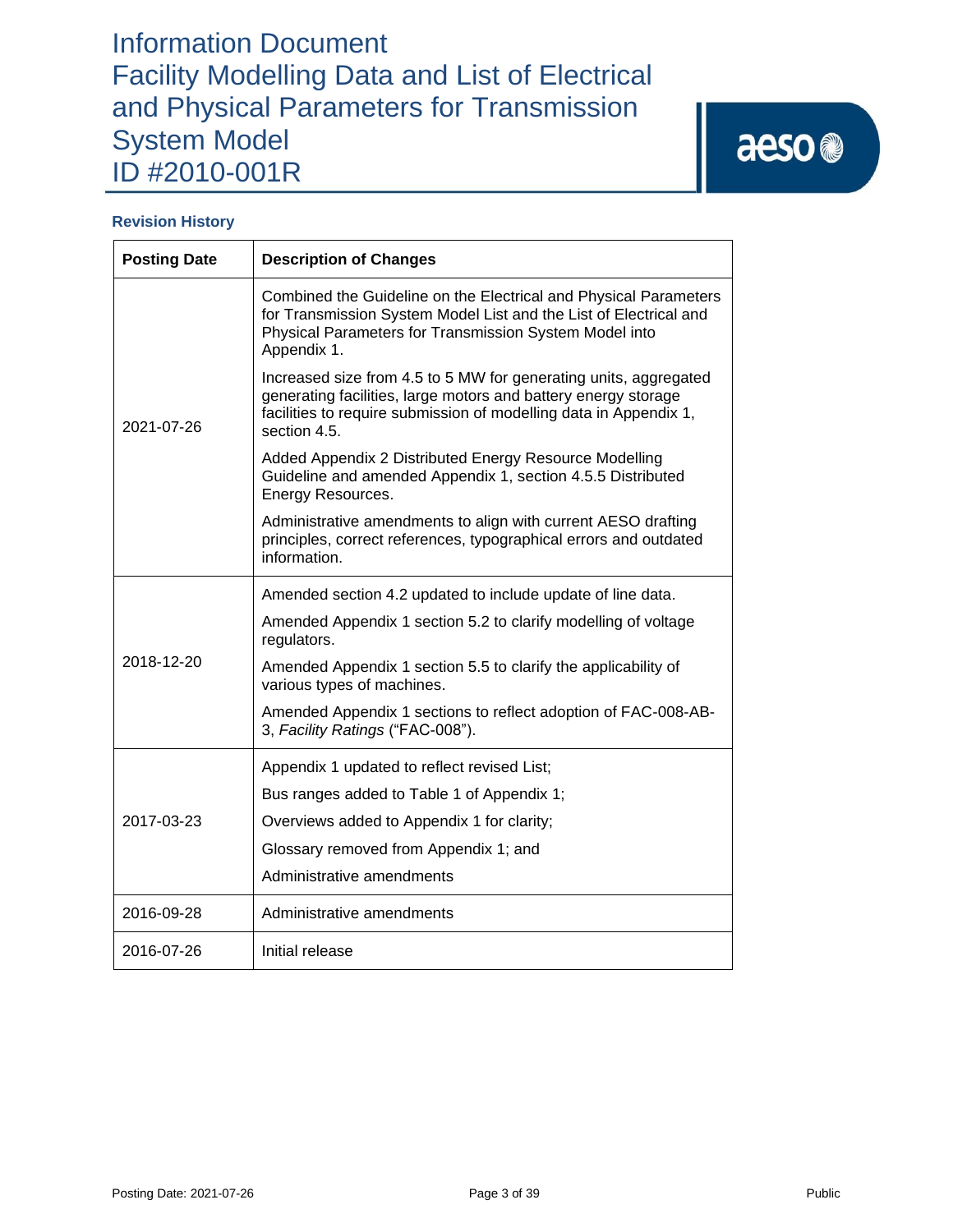# Information Document
# Facility Modelling Data and List of Electrical and Physical Parameters for Transmission System Model
# ID #2010-001R

## Revision History

| Posting Date | Description of Changes |
|---|---|
| 2021-07-26 | Combined the Guideline on the Electrical and Physical Parameters for Transmission System Model List and the List of Electrical and Physical Parameters for Transmission System Model into Appendix 1.<br><br>Increased size from 4.5 to 5 MW for generating units, aggregated generating facilities, large motors and battery energy storage facilities to require submission of modelling data in Appendix 1, section 4.5.<br><br>Added Appendix 2 Distributed Energy Resource Modelling Guideline and amended Appendix 1, section 4.5.5 Distributed Energy Resources.<br><br>Administrative amendments to align with current AESO drafting principles, correct references, typographical errors and outdated information. |
| 2018-12-20 | Amended section 4.2 updated to include update of line data.<br><br>Amended Appendix 1 section 5.2 to clarify modelling of voltage regulators.<br><br>Amended Appendix 1 section 5.5 to clarify the applicability of various types of machines.<br><br>Amended Appendix 1 sections to reflect adoption of FAC-008-AB-3, *Facility Ratings* ("FAC-008"). |
| 2017-03-23 | Appendix 1 updated to reflect revised List;<br><br>Bus ranges added to Table 1 of Appendix 1;<br><br>Overviews added to Appendix 1 for clarity;<br><br>Glossary removed from Appendix 1; and<br><br>Administrative amendments |
| 2016-09-28 | Administrative amendments |
| 2016-07-26 | Initial release |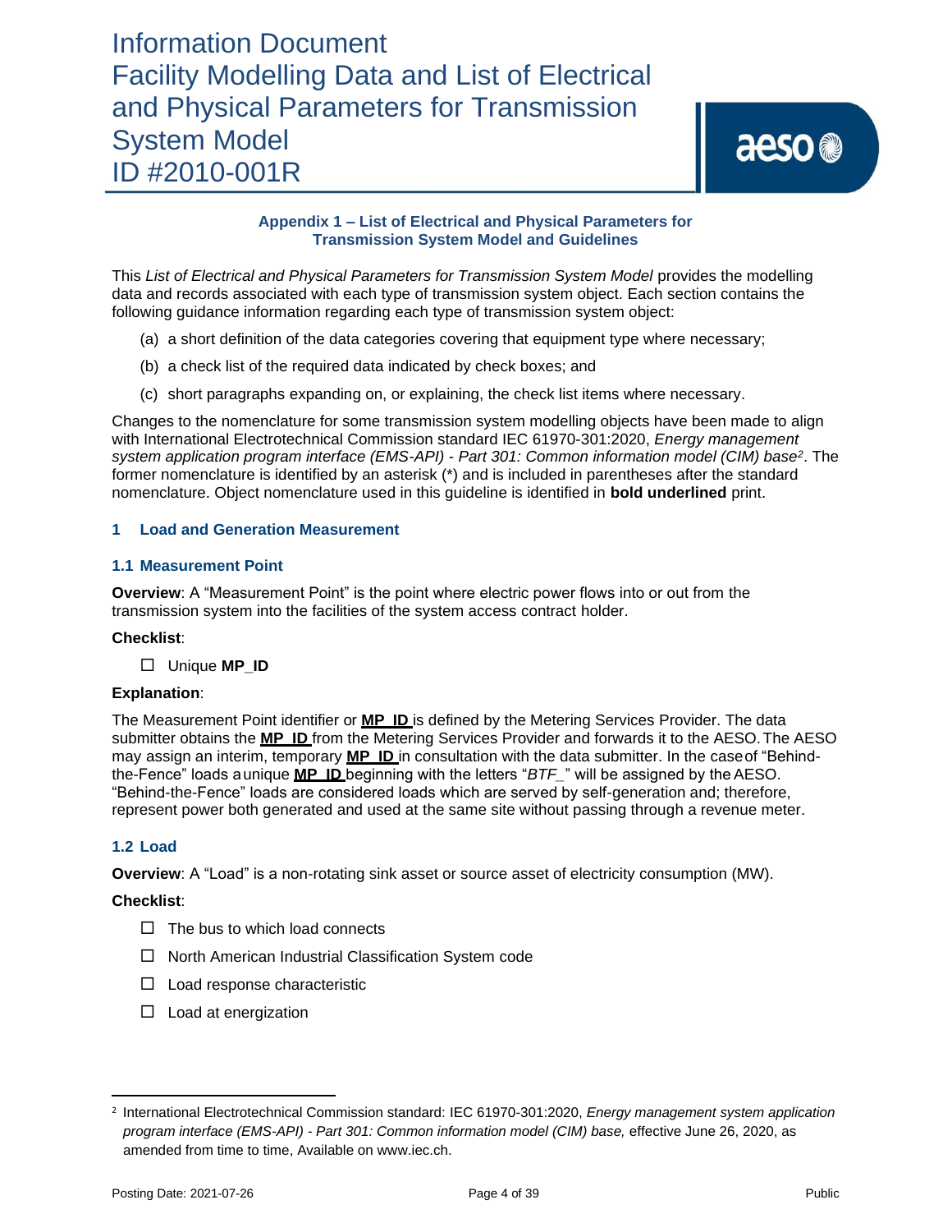## Appendix 1 – List of Electrical and Physical Parameters for Transmission System Model and Guidelines

This *List of Electrical and Physical Parameters for Transmission System Model* provides the modelling data and records associated with each type of transmission system object. Each section contains the following guidance information regarding each type of transmission system object:

(a) a short definition of the data categories covering that equipment type where necessary;

(b) a check list of the required data indicated by check boxes; and

(c) short paragraphs expanding on, or explaining, the check list items where necessary.

Changes to the nomenclature for some transmission system modelling objects have been made to align with International Electrotechnical Commission standard IEC 61970-301:2020, *Energy management system application program interface (EMS-API) - Part 301: Common information model (CIM) base*[2]. The former nomenclature is identified by an asterisk (*) and is included in parentheses after the standard nomenclature. Object nomenclature used in this guideline is identified in **bold underlined** print.

## 1 Load and Generation Measurement

### 1.1 Measurement Point

**Overview**: A "Measurement Point" is the point where electric power flows into or out from the transmission system into the facilities of the system access contract holder.

**Checklist**:

- ☐ Unique **MP_ID**

**Explanation**:

The Measurement Point identifier or **MP_ID** is defined by the Metering Services Provider. The data submitter obtains the **MP_ID** from the Metering Services Provider and forwards it to the AESO. The AESO may assign an interim, temporary **MP_ID** in consultation with the data submitter. In the case of "Behind-the-Fence" loads a unique **MP_ID** beginning with the letters "*BTF_*" will be assigned by the AESO. "Behind-the-Fence" loads are considered loads which are served by self-generation and; therefore, represent power both generated and used at the same site without passing through a revenue meter.

### 1.2 Load

**Overview**: A "Load" is a non-rotating sink asset or source asset of electricity consumption (MW).

**Checklist**:

- ☐ The bus to which load connects
- ☐ North American Industrial Classification System code
- ☐ Load response characteristic
- ☐ Load at energization

---

[2] International Electrotechnical Commission standard: IEC 61970-301:2020, *Energy management system application program interface (EMS-API) - Part 301: Common information model (CIM) base,* effective June 26, 2020, as amended from time to time, Available on www.iec.ch.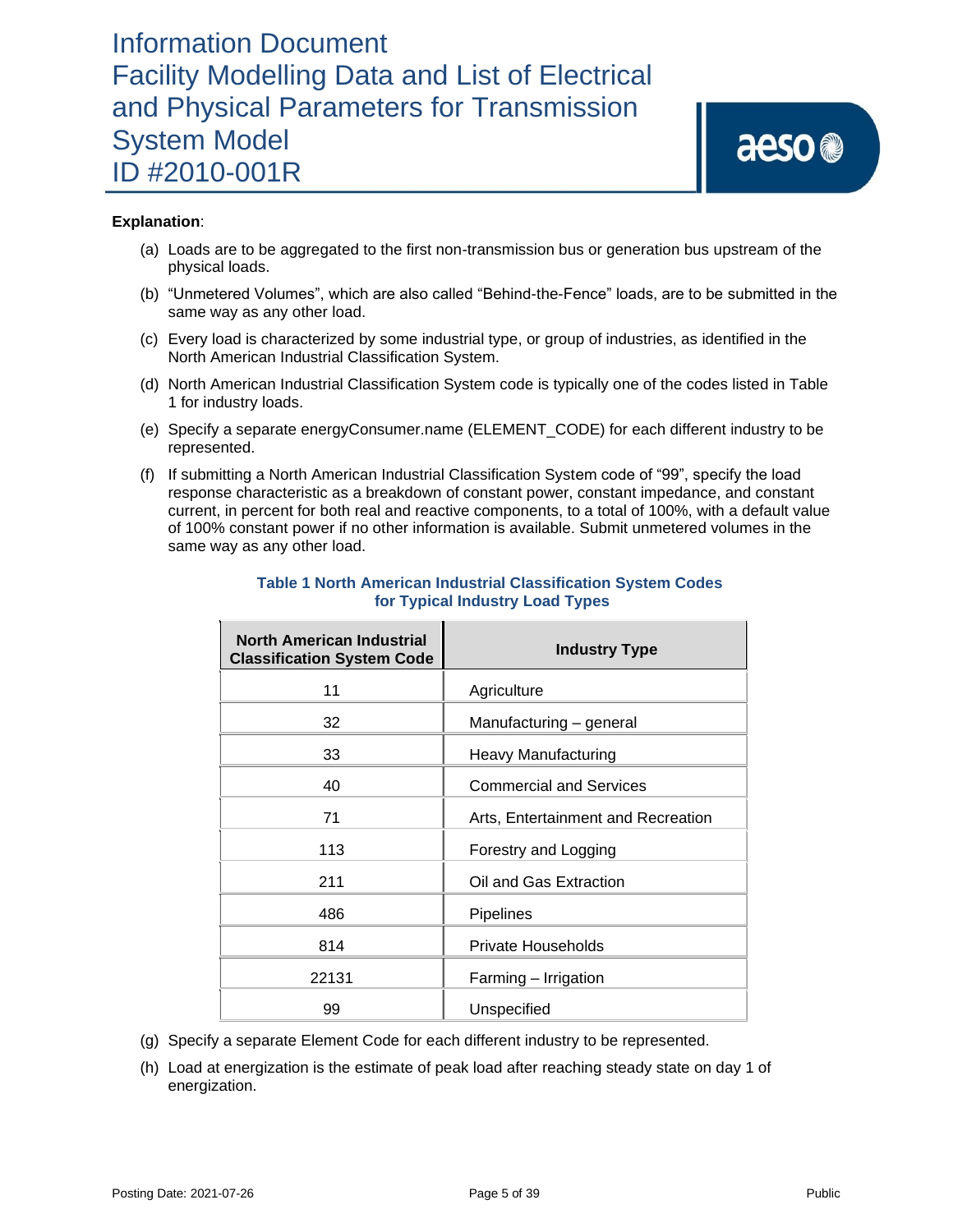**Explanation**:

(a) Loads are to be aggregated to the first non-transmission bus or generation bus upstream of the physical loads.

(b) "Unmetered Volumes", which are also called "Behind-the-Fence" loads, are to be submitted in the same way as any other load.

(c) Every load is characterized by some industrial type, or group of industries, as identified in the North American Industrial Classification System.

(d) North American Industrial Classification System code is typically one of the codes listed in Table 1 for industry loads.

(e) Specify a separate energyConsumer.name (ELEMENT_CODE) for each different industry to be represented.

(f) If submitting a North American Industrial Classification System code of "99", specify the load response characteristic as a breakdown of constant power, constant impedance, and constant current, in percent for both real and reactive components, to a total of 100%, with a default value of 100% constant power if no other information is available. Submit unmetered volumes in the same way as any other load.

**Table 1 North American Industrial Classification System Codes for Typical Industry Load Types**

| North American Industrial Classification System Code | Industry Type |
|---|---|
| 11 | Agriculture |
| 32 | Manufacturing – general |
| 33 | Heavy Manufacturing |
| 40 | Commercial and Services |
| 71 | Arts, Entertainment and Recreation |
| 113 | Forestry and Logging |
| 211 | Oil and Gas Extraction |
| 486 | Pipelines |
| 814 | Private Households |
| 22131 | Farming – Irrigation |
| 99 | Unspecified |

(g) Specify a separate Element Code for each different industry to be represented.

(h) Load at energization is the estimate of peak load after reaching steady state on day 1 of energization.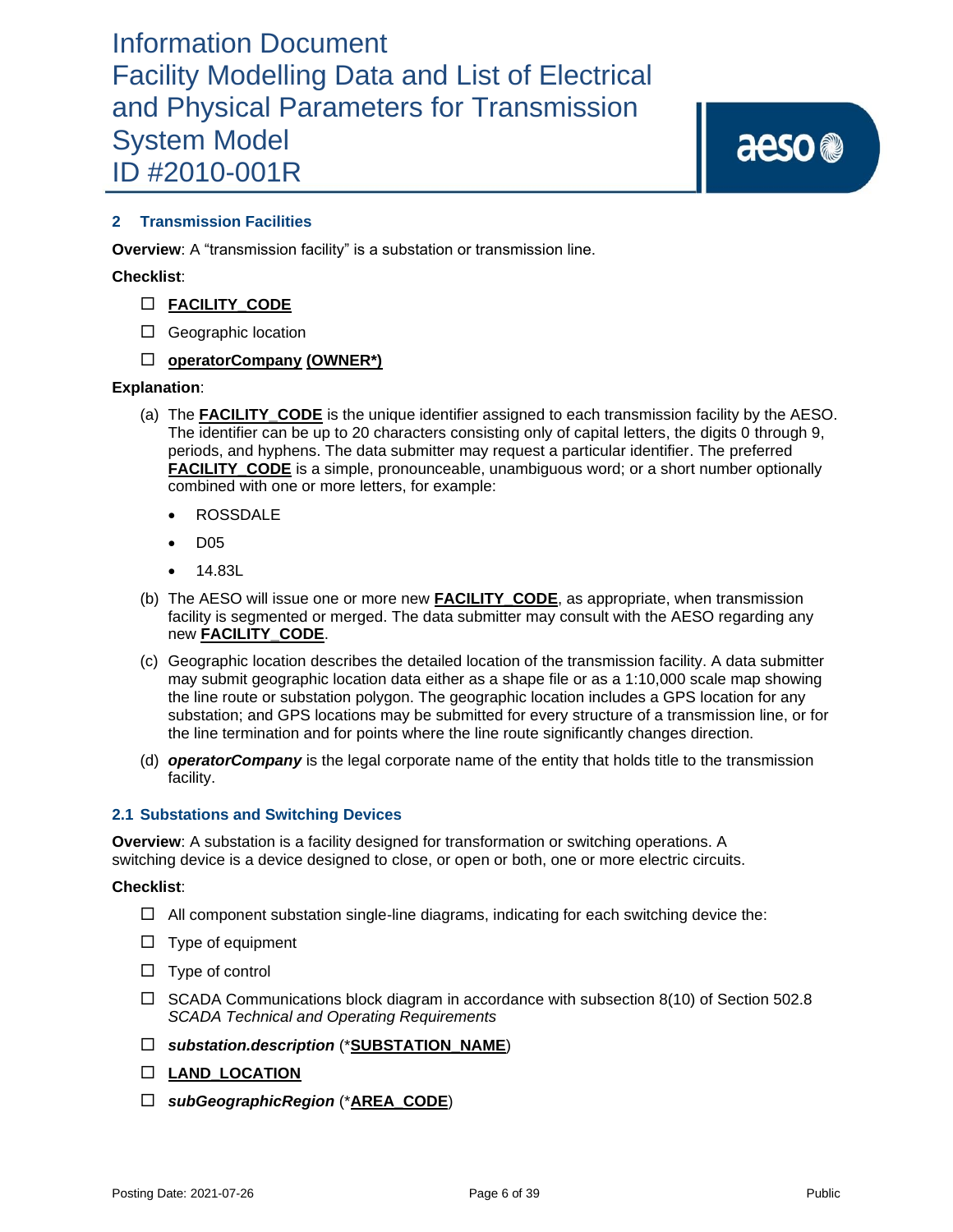## 2 Transmission Facilities

**Overview**: A "transmission facility" is a substation or transmission line.

**Checklist**:

- ☐ **FACILITY_CODE**
- ☐ Geographic location
- ☐ **operatorCompany** **(OWNER*)**

**Explanation**:

(a) The **FACILITY_CODE** is the unique identifier assigned to each transmission facility by the AESO. The identifier can be up to 20 characters consisting only of capital letters, the digits 0 through 9, periods, and hyphens. The data submitter may request a particular identifier. The preferred **FACILITY_CODE** is a simple, pronounceable, unambiguous word; or a short number optionally combined with one or more letters, for example:

- ROSSDALE
- D05
- 14.83L

(b) The AESO will issue one or more new **FACILITY_CODE**, as appropriate, when transmission facility is segmented or merged. The data submitter may consult with the AESO regarding any new **FACILITY_CODE**.

(c) Geographic location describes the detailed location of the transmission facility. A data submitter may submit geographic location data either as a shape file or as a 1:10,000 scale map showing the line route or substation polygon. The geographic location includes a GPS location for any substation; and GPS locations may be submitted for every structure of a transmission line, or for the line termination and for points where the line route significantly changes direction.

(d) ***operatorCompany*** is the legal corporate name of the entity that holds title to the transmission facility.

### 2.1 Substations and Switching Devices

**Overview**: A substation is a facility designed for transformation or switching operations. A switching device is a device designed to close, or open or both, one or more electric circuits.

**Checklist**:

- ☐ All component substation single-line diagrams, indicating for each switching device the:
- ☐ Type of equipment
- ☐ Type of control
- ☐ SCADA Communications block diagram in accordance with subsection 8(10) of Section 502.8 *SCADA Technical and Operating Requirements*
- ☐ ***substation.description*** (***SUBSTATION_NAME**)
- ☐ **LAND_LOCATION**
- ☐ ***subGeographicRegion*** (***AREA_CODE**)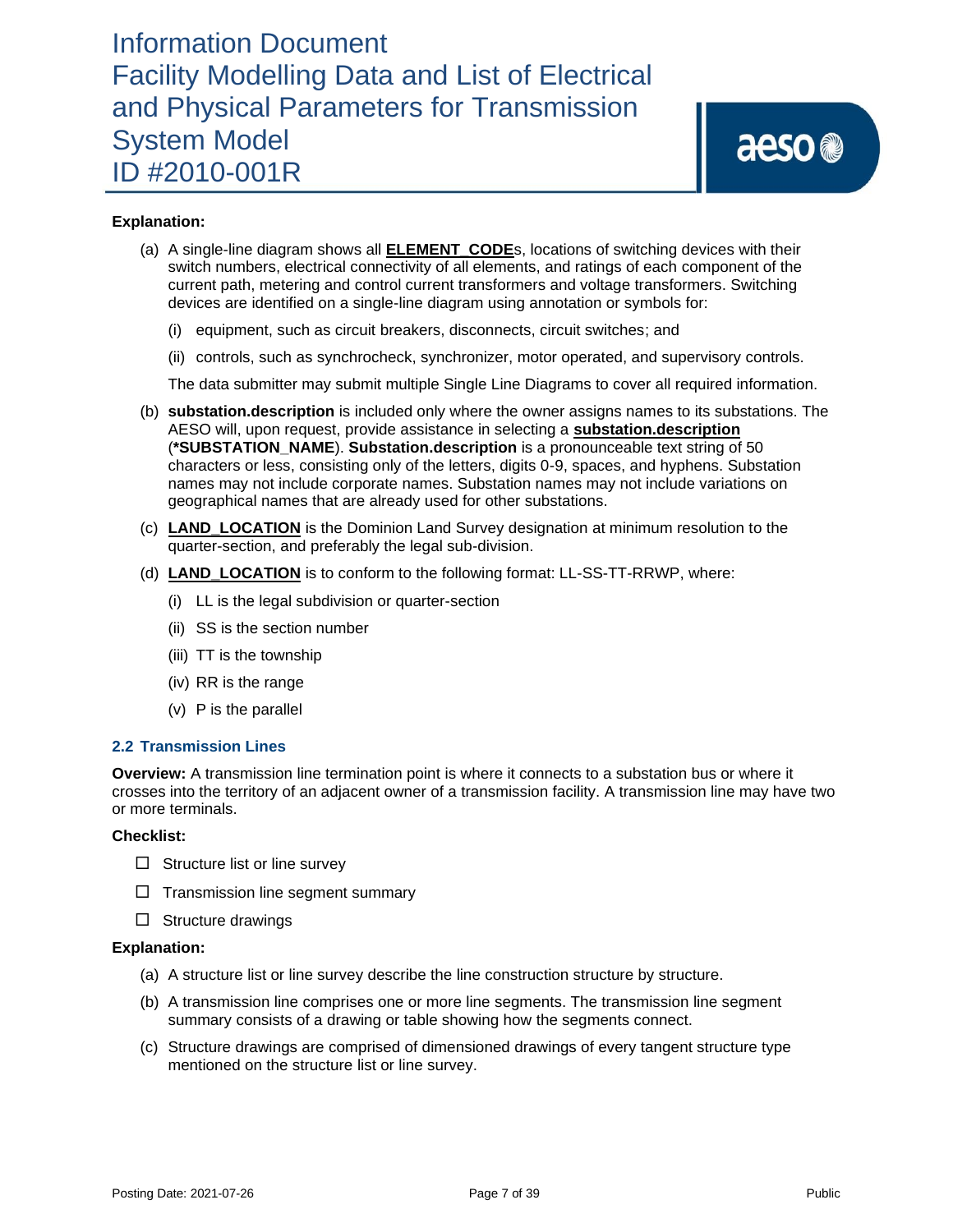**Explanation:**

(a) A single-line diagram shows all **ELEMENT_CODE**s, locations of switching devices with their switch numbers, electrical connectivity of all elements, and ratings of each component of the current path, metering and control current transformers and voltage transformers. Switching devices are identified on a single-line diagram using annotation or symbols for:

(i) equipment, such as circuit breakers, disconnects, circuit switches; and

(ii) controls, such as synchrocheck, synchronizer, motor operated, and supervisory controls.

The data submitter may submit multiple Single Line Diagrams to cover all required information.

(b) **substation.description** is included only where the owner assigns names to its substations. The AESO will, upon request, provide assistance in selecting a **substation.description** (***SUBSTATION_NAME**). **Substation.description** is a pronounceable text string of 50 characters or less, consisting only of the letters, digits 0-9, spaces, and hyphens. Substation names may not include corporate names. Substation names may not include variations on geographical names that are already used for other substations.

(c) **LAND_LOCATION** is the Dominion Land Survey designation at minimum resolution to the quarter-section, and preferably the legal sub-division.

(d) **LAND_LOCATION** is to conform to the following format: LL-SS-TT-RRWP, where:

(i) LL is the legal subdivision or quarter-section

(ii) SS is the section number

(iii) TT is the township

(iv) RR is the range

(v) P is the parallel

## 2.2 Transmission Lines

**Overview:** A transmission line termination point is where it connects to a substation bus or where it crosses into the territory of an adjacent owner of a transmission facility. A transmission line may have two or more terminals.

**Checklist:**

- ☐ Structure list or line survey
- ☐ Transmission line segment summary
- ☐ Structure drawings

**Explanation:**

(a) A structure list or line survey describe the line construction structure by structure.

(b) A transmission line comprises one or more line segments. The transmission line segment summary consists of a drawing or table showing how the segments connect.

(c) Structure drawings are comprised of dimensioned drawings of every tangent structure type mentioned on the structure list or line survey.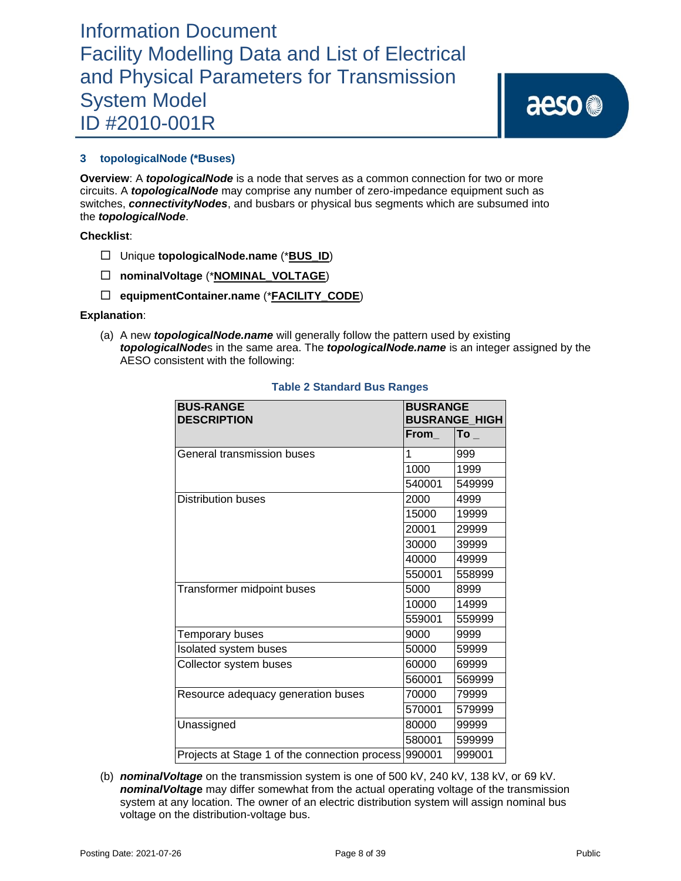## 3 topologicalNode (*Buses)

**Overview**: A ***topologicalNode*** is a node that serves as a common connection for two or more circuits. A ***topologicalNode*** may comprise any number of zero-impedance equipment such as switches, ***connectivityNodes***, and busbars or physical bus segments which are subsumed into the ***topologicalNode***.

**Checklist**:

- ☐ Unique **topologicalNode.name** (*__BUS_ID__)
- ☐ **nominalVoltage** (*__NOMINAL_VOLTAGE__)
- ☐ **equipmentContainer.name** (*__FACILITY_CODE__)

**Explanation**:

(a) A new ***topologicalNode.name*** will generally follow the pattern used by existing ***topologicalNode***s in the same area. The ***topologicalNode.name*** is an integer assigned by the AESO consistent with the following:

**Table 2 Standard Bus Ranges**

| BUS-RANGE DESCRIPTION | BUSRANGE BUSRANGE_HIGH | |
|---|---|---|
| | From_ | To _ |
| General transmission buses | 1 | 999 |
| | 1000 | 1999 |
| | 540001 | 549999 |
| Distribution buses | 2000 | 4999 |
| | 15000 | 19999 |
| | 20001 | 29999 |
| | 30000 | 39999 |
| | 40000 | 49999 |
| | 550001 | 558999 |
| Transformer midpoint buses | 5000 | 8999 |
| | 10000 | 14999 |
| | 559001 | 559999 |
| Temporary buses | 9000 | 9999 |
| Isolated system buses | 50000 | 59999 |
| Collector system buses | 60000 | 69999 |
| | 560001 | 569999 |
| Resource adequacy generation buses | 70000 | 79999 |
| | 570001 | 579999 |
| Unassigned | 80000 | 99999 |
| | 580001 | 599999 |
| Projects at Stage 1 of the connection process | 990001 | 999001 |

(b) ***nominalVoltage*** on the transmission system is one of 500 kV, 240 kV, 138 kV, or 69 kV. ***nominalVoltage*** may differ somewhat from the actual operating voltage of the transmission system at any location. The owner of an electric distribution system will assign nominal bus voltage on the distribution-voltage bus.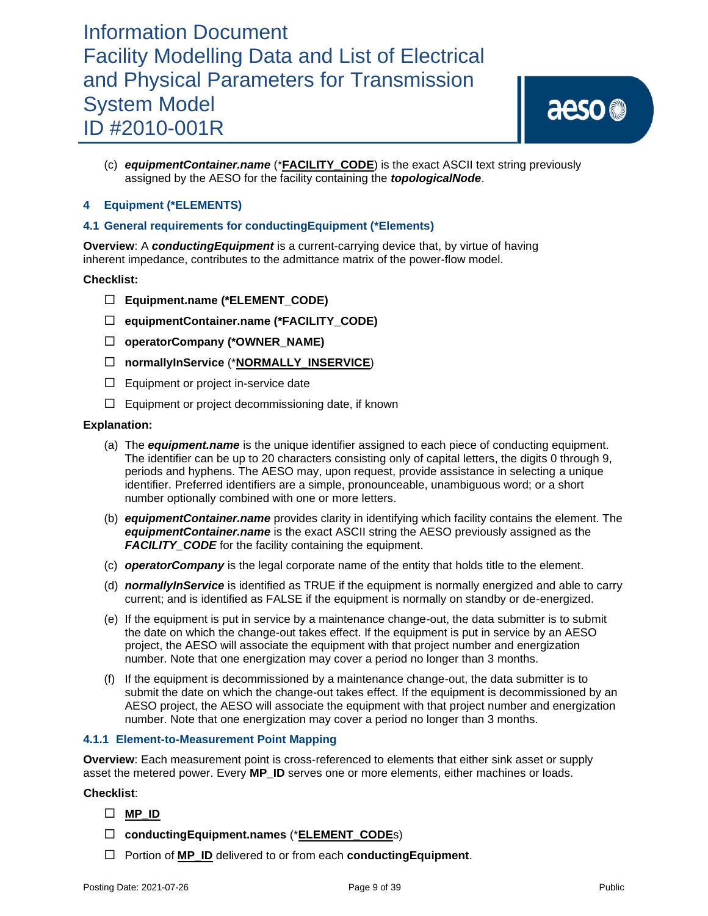(c) ***equipmentContainer.name*** (*__FACILITY_CODE__) is the exact ASCII text string previously assigned by the AESO for the facility containing the ***topologicalNode***.

## 4 Equipment (*ELEMENTS)

### 4.1 General requirements for conductingEquipment (*Elements)

**Overview**: A ***conductingEquipment*** is a current-carrying device that, by virtue of having inherent impedance, contributes to the admittance matrix of the power-flow model.

**Checklist:**

- ☐ **Equipment.name (*ELEMENT_CODE)**
- ☐ **equipmentContainer.name (*FACILITY_CODE)**
- ☐ **operatorCompany (*OWNER_NAME)**
- ☐ **normallyInService** (*__NORMALLY_INSERVICE__)
- ☐ Equipment or project in-service date
- ☐ Equipment or project decommissioning date, if known

**Explanation:**

(a) The ***equipment.name*** is the unique identifier assigned to each piece of conducting equipment. The identifier can be up to 20 characters consisting only of capital letters, the digits 0 through 9, periods and hyphens. The AESO may, upon request, provide assistance in selecting a unique identifier. Preferred identifiers are a simple, pronounceable, unambiguous word; or a short number optionally combined with one or more letters.

(b) ***equipmentContainer.name*** provides clarity in identifying which facility contains the element. The ***equipmentContainer.name*** is the exact ASCII string the AESO previously assigned as the ***FACILITY_CODE*** for the facility containing the equipment.

(c) ***operatorCompany*** is the legal corporate name of the entity that holds title to the element.

(d) ***normallyInService*** is identified as TRUE if the equipment is normally energized and able to carry current; and is identified as FALSE if the equipment is normally on standby or de-energized.

(e) If the equipment is put in service by a maintenance change-out, the data submitter is to submit the date on which the change-out takes effect. If the equipment is put in service by an AESO project, the AESO will associate the equipment with that project number and energization number. Note that one energization may cover a period no longer than 3 months.

(f) If the equipment is decommissioned by a maintenance change-out, the data submitter is to submit the date on which the change-out takes effect. If the equipment is decommissioned by an AESO project, the AESO will associate the equipment with that project number and energization number. Note that one energization may cover a period no longer than 3 months.

#### 4.1.1 Element-to-Measurement Point Mapping

**Overview**: Each measurement point is cross-referenced to elements that either sink asset or supply asset the metered power. Every **MP_ID** serves one or more elements, either machines or loads.

**Checklist**:

- ☐ **__MP_ID__**
- ☐ **conductingEquipment.names** (*__ELEMENT_CODE__s)
- ☐ Portion of **__MP_ID__** delivered to or from each **conductingEquipment**.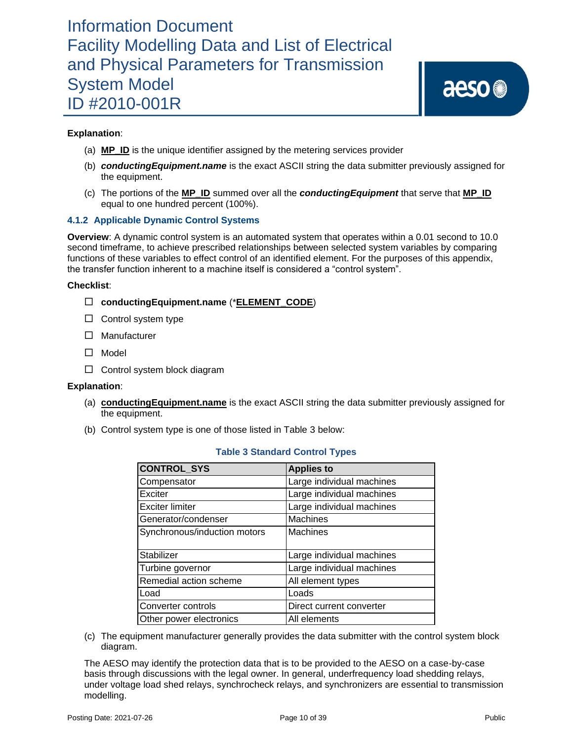**Explanation**:

(a) **MP_ID** is the unique identifier assigned by the metering services provider

(b) ***conductingEquipment.name*** is the exact ASCII string the data submitter previously assigned for the equipment.

(c) The portions of the **MP_ID** summed over all the ***conductingEquipment*** that serve that **MP_ID** equal to one hundred percent (100%).

### 4.1.2 Applicable Dynamic Control Systems

**Overview**: A dynamic control system is an automated system that operates within a 0.01 second to 10.0 second timeframe, to achieve prescribed relationships between selected system variables by comparing functions of these variables to effect control of an identified element. For the purposes of this appendix, the transfer function inherent to a machine itself is considered a "control system".

**Checklist**:

- ☐ **conductingEquipment.name** (***ELEMENT_CODE**)
- ☐ Control system type
- ☐ Manufacturer
- ☐ Model
- ☐ Control system block diagram

**Explanation**:

(a) **conductingEquipment.name** is the exact ASCII string the data submitter previously assigned for the equipment.

(b) Control system type is one of those listed in Table 3 below:

**Table 3 Standard Control Types**

| CONTROL_SYS | Applies to |
|---|---|
| Compensator | Large individual machines |
| Exciter | Large individual machines |
| Exciter limiter | Large individual machines |
| Generator/condenser | Machines |
| Synchronous/induction motors | Machines |
| Stabilizer | Large individual machines |
| Turbine governor | Large individual machines |
| Remedial action scheme | All element types |
| Load | Loads |
| Converter controls | Direct current converter |
| Other power electronics | All elements |

(c) The equipment manufacturer generally provides the data submitter with the control system block diagram.

The AESO may identify the protection data that is to be provided to the AESO on a case-by-case basis through discussions with the legal owner. In general, underfrequency load shedding relays, under voltage load shed relays, synchrocheck relays, and synchronizers are essential to transmission modelling.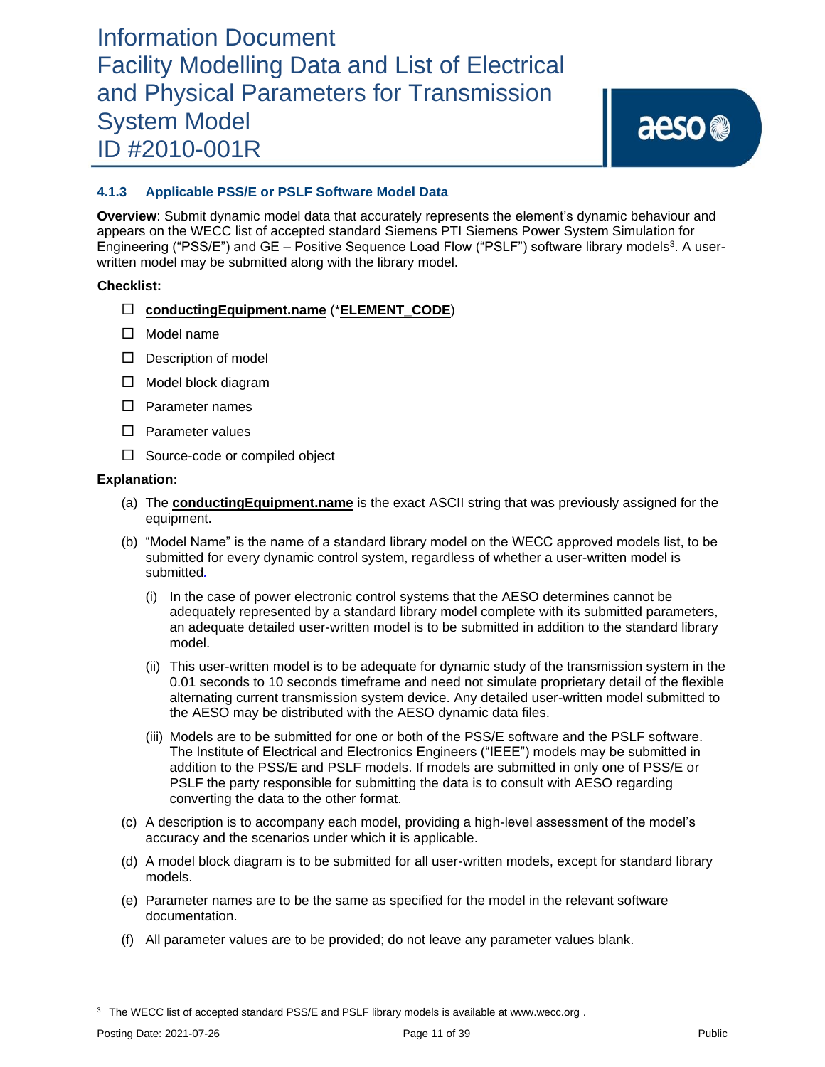#### 4.1.3 Applicable PSS/E or PSLF Software Model Data

**Overview**: Submit dynamic model data that accurately represents the element's dynamic behaviour and appears on the WECC list of accepted standard Siemens PTI Siemens Power System Simulation for Engineering ("PSS/E") and GE – Positive Sequence Load Flow ("PSLF") software library models[3]. A user-written model may be submitted along with the library model.

**Checklist:**

- ☐ **conductingEquipment.name** (***ELEMENT_CODE**)
- ☐ Model name
- ☐ Description of model
- ☐ Model block diagram
- ☐ Parameter names
- ☐ Parameter values
- ☐ Source-code or compiled object

**Explanation:**

(a) The **conductingEquipment.name** is the exact ASCII string that was previously assigned for the equipment.

(b) "Model Name" is the name of a standard library model on the WECC approved models list, to be submitted for every dynamic control system, regardless of whether a user-written model is submitted.

  (i) In the case of power electronic control systems that the AESO determines cannot be adequately represented by a standard library model complete with its submitted parameters, an adequate detailed user-written model is to be submitted in addition to the standard library model.

  (ii) This user-written model is to be adequate for dynamic study of the transmission system in the 0.01 seconds to 10 seconds timeframe and need not simulate proprietary detail of the flexible alternating current transmission system device. Any detailed user-written model submitted to the AESO may be distributed with the AESO dynamic data files.

  (iii) Models are to be submitted for one or both of the PSS/E software and the PSLF software. The Institute of Electrical and Electronics Engineers ("IEEE") models may be submitted in addition to the PSS/E and PSLF models. If models are submitted in only one of PSS/E or PSLF the party responsible for submitting the data is to consult with AESO regarding converting the data to the other format.

(c) A description is to accompany each model, providing a high-level assessment of the model's accuracy and the scenarios under which it is applicable.

(d) A model block diagram is to be submitted for all user-written models, except for standard library models.

(e) Parameter names are to be the same as specified for the model in the relevant software documentation.

(f) All parameter values are to be provided; do not leave any parameter values blank.

---

[3] The WECC list of accepted standard PSS/E and PSLF library models is available at www.wecc.org .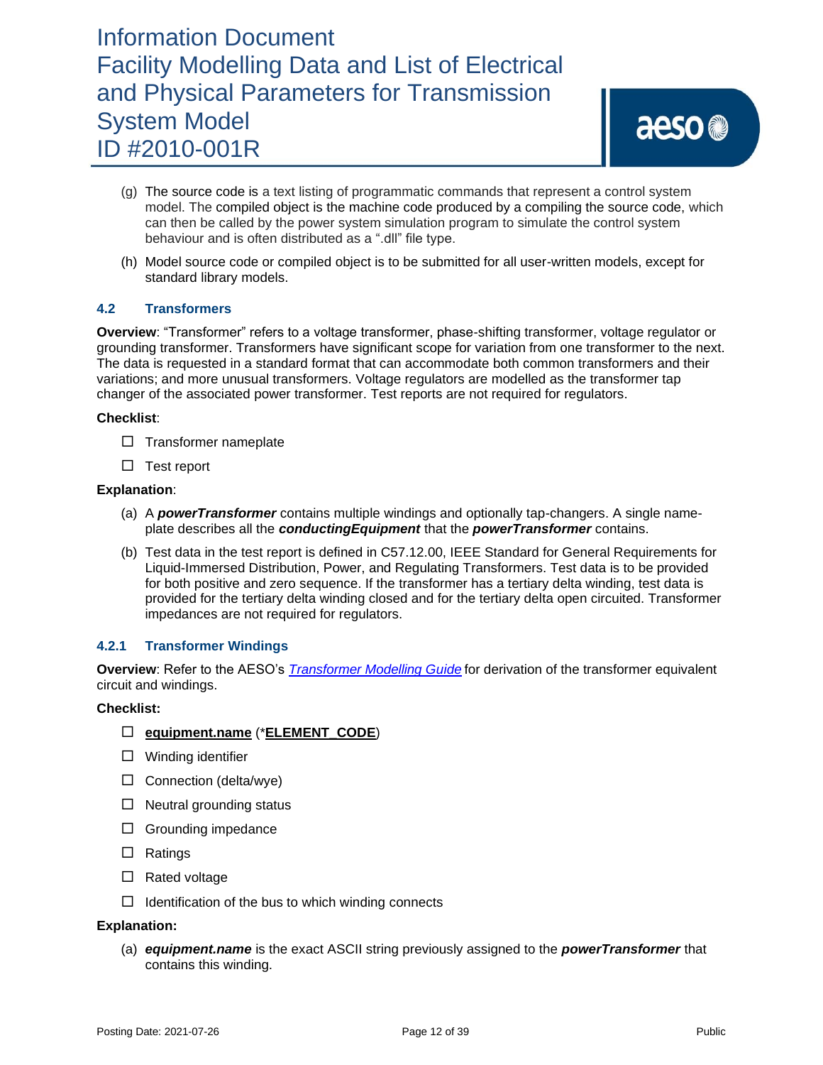(g) The source code is a text listing of programmatic commands that represent a control system model. The compiled object is the machine code produced by a compiling the source code, which can then be called by the power system simulation program to simulate the control system behaviour and is often distributed as a ".dll" file type.

(h) Model source code or compiled object is to be submitted for all user-written models, except for standard library models.

### 4.2 Transformers

**Overview**: "Transformer" refers to a voltage transformer, phase-shifting transformer, voltage regulator or grounding transformer. Transformers have significant scope for variation from one transformer to the next. The data is requested in a standard format that can accommodate both common transformers and their variations; and more unusual transformers. Voltage regulators are modelled as the transformer tap changer of the associated power transformer. Test reports are not required for regulators.

**Checklist**:

- ☐ Transformer nameplate
- ☐ Test report

**Explanation**:

(a) A ***powerTransformer*** contains multiple windings and optionally tap-changers. A single name-plate describes all the ***conductingEquipment*** that the ***powerTransformer*** contains.

(b) Test data in the test report is defined in C57.12.00, IEEE Standard for General Requirements for Liquid-Immersed Distribution, Power, and Regulating Transformers. Test data is to be provided for both positive and zero sequence. If the transformer has a tertiary delta winding, test data is provided for the tertiary delta winding closed and for the tertiary delta open circuited. Transformer impedances are not required for regulators.

#### 4.2.1 Transformer Windings

**Overview**: Refer to the AESO's *Transformer Modelling Guide* for derivation of the transformer equivalent circuit and windings.

**Checklist:**

- ☐ **equipment.name** (\***ELEMENT_CODE**)
- ☐ Winding identifier
- ☐ Connection (delta/wye)
- ☐ Neutral grounding status
- ☐ Grounding impedance
- ☐ Ratings
- ☐ Rated voltage
- ☐ Identification of the bus to which winding connects

**Explanation:**

(a) ***equipment.name*** is the exact ASCII string previously assigned to the ***powerTransformer*** that contains this winding.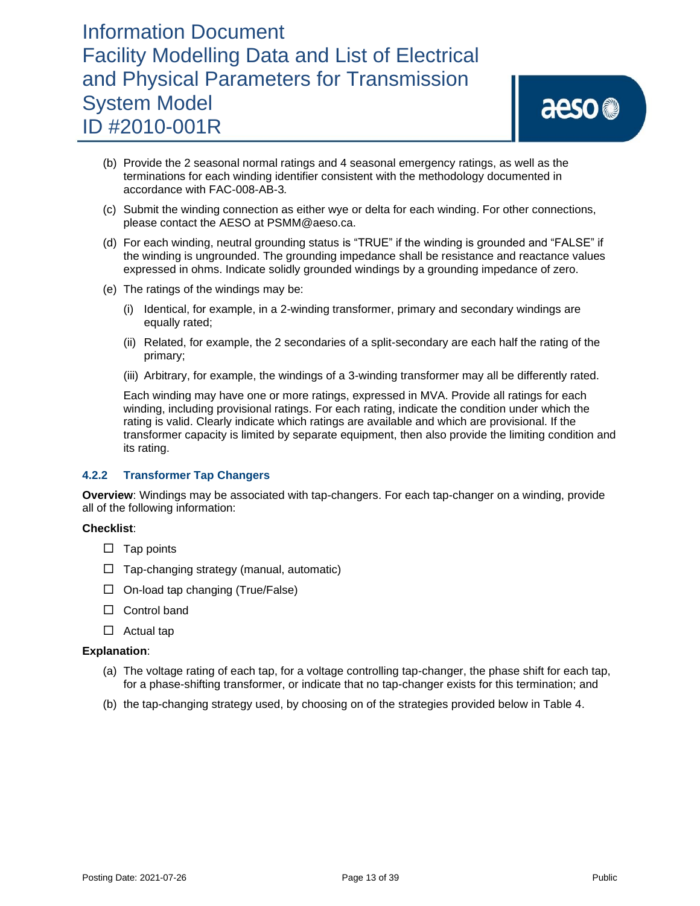(b) Provide the 2 seasonal normal ratings and 4 seasonal emergency ratings, as well as the terminations for each winding identifier consistent with the methodology documented in accordance with FAC-008-AB-3*.*

(c) Submit the winding connection as either wye or delta for each winding. For other connections, please contact the AESO at PSMM@aeso.ca.

(d) For each winding, neutral grounding status is "TRUE" if the winding is grounded and "FALSE" if the winding is ungrounded. The grounding impedance shall be resistance and reactance values expressed in ohms. Indicate solidly grounded windings by a grounding impedance of zero.

(e) The ratings of the windings may be:

   (i) Identical, for example, in a 2-winding transformer, primary and secondary windings are equally rated;

   (ii) Related, for example, the 2 secondaries of a split-secondary are each half the rating of the primary;

   (iii) Arbitrary, for example, the windings of a 3-winding transformer may all be differently rated.

   Each winding may have one or more ratings, expressed in MVA. Provide all ratings for each winding, including provisional ratings. For each rating, indicate the condition under which the rating is valid. Clearly indicate which ratings are available and which are provisional. If the transformer capacity is limited by separate equipment, then also provide the limiting condition and its rating.

### 4.2.2 Transformer Tap Changers

**Overview**: Windings may be associated with tap-changers. For each tap-changer on a winding, provide all of the following information:

**Checklist**:

- ☐ Tap points
- ☐ Tap-changing strategy (manual, automatic)
- ☐ On-load tap changing (True/False)
- ☐ Control band
- ☐ Actual tap

**Explanation**:

(a) The voltage rating of each tap, for a voltage controlling tap-changer, the phase shift for each tap, for a phase-shifting transformer, or indicate that no tap-changer exists for this termination; and

(b) the tap-changing strategy used, by choosing on of the strategies provided below in Table 4.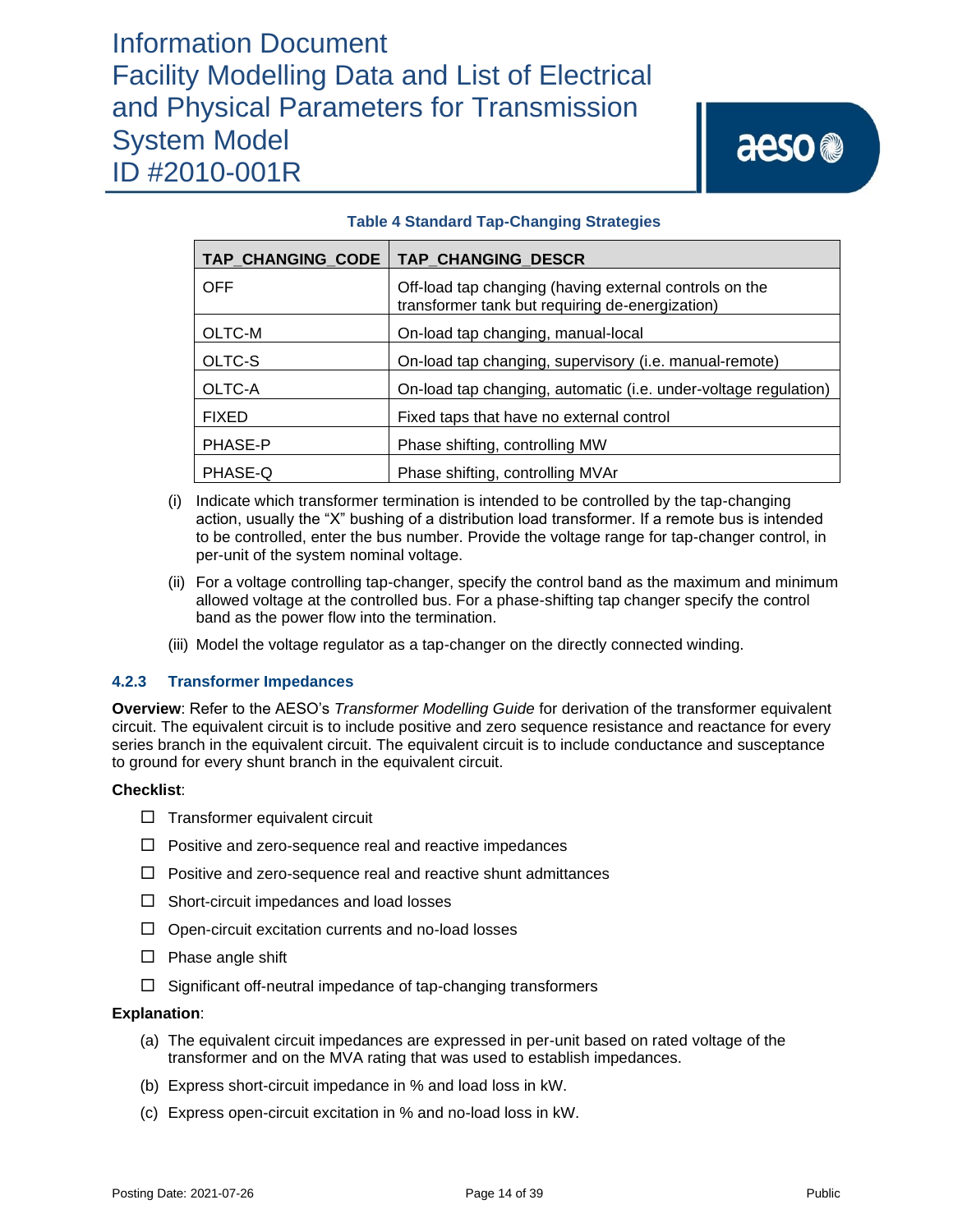**Table 4 Standard Tap-Changing Strategies**

| TAP_CHANGING_CODE | TAP_CHANGING_DESCR |
|---|---|
| OFF | Off-load tap changing (having external controls on the transformer tank but requiring de-energization) |
| OLTC-M | On-load tap changing, manual-local |
| OLTC-S | On-load tap changing, supervisory (i.e. manual-remote) |
| OLTC-A | On-load tap changing, automatic (i.e. under-voltage regulation) |
| FIXED | Fixed taps that have no external control |
| PHASE-P | Phase shifting, controlling MW |
| PHASE-Q | Phase shifting, controlling MVAr |

(i) Indicate which transformer termination is intended to be controlled by the tap-changing action, usually the "X" bushing of a distribution load transformer. If a remote bus is intended to be controlled, enter the bus number. Provide the voltage range for tap-changer control, in per-unit of the system nominal voltage.

(ii) For a voltage controlling tap-changer, specify the control band as the maximum and minimum allowed voltage at the controlled bus. For a phase-shifting tap changer specify the control band as the power flow into the termination.

(iii) Model the voltage regulator as a tap-changer on the directly connected winding.

### 4.2.3 Transformer Impedances

**Overview**: Refer to the AESO's *Transformer Modelling Guide* for derivation of the transformer equivalent circuit. The equivalent circuit is to include positive and zero sequence resistance and reactance for every series branch in the equivalent circuit. The equivalent circuit is to include conductance and susceptance to ground for every shunt branch in the equivalent circuit.

**Checklist**:

- ☐ Transformer equivalent circuit
- ☐ Positive and zero-sequence real and reactive impedances
- ☐ Positive and zero-sequence real and reactive shunt admittances
- ☐ Short-circuit impedances and load losses
- ☐ Open-circuit excitation currents and no-load losses
- ☐ Phase angle shift
- ☐ Significant off-neutral impedance of tap-changing transformers

**Explanation**:

(a) The equivalent circuit impedances are expressed in per-unit based on rated voltage of the transformer and on the MVA rating that was used to establish impedances.

(b) Express short-circuit impedance in % and load loss in kW.

(c) Express open-circuit excitation in % and no-load loss in kW.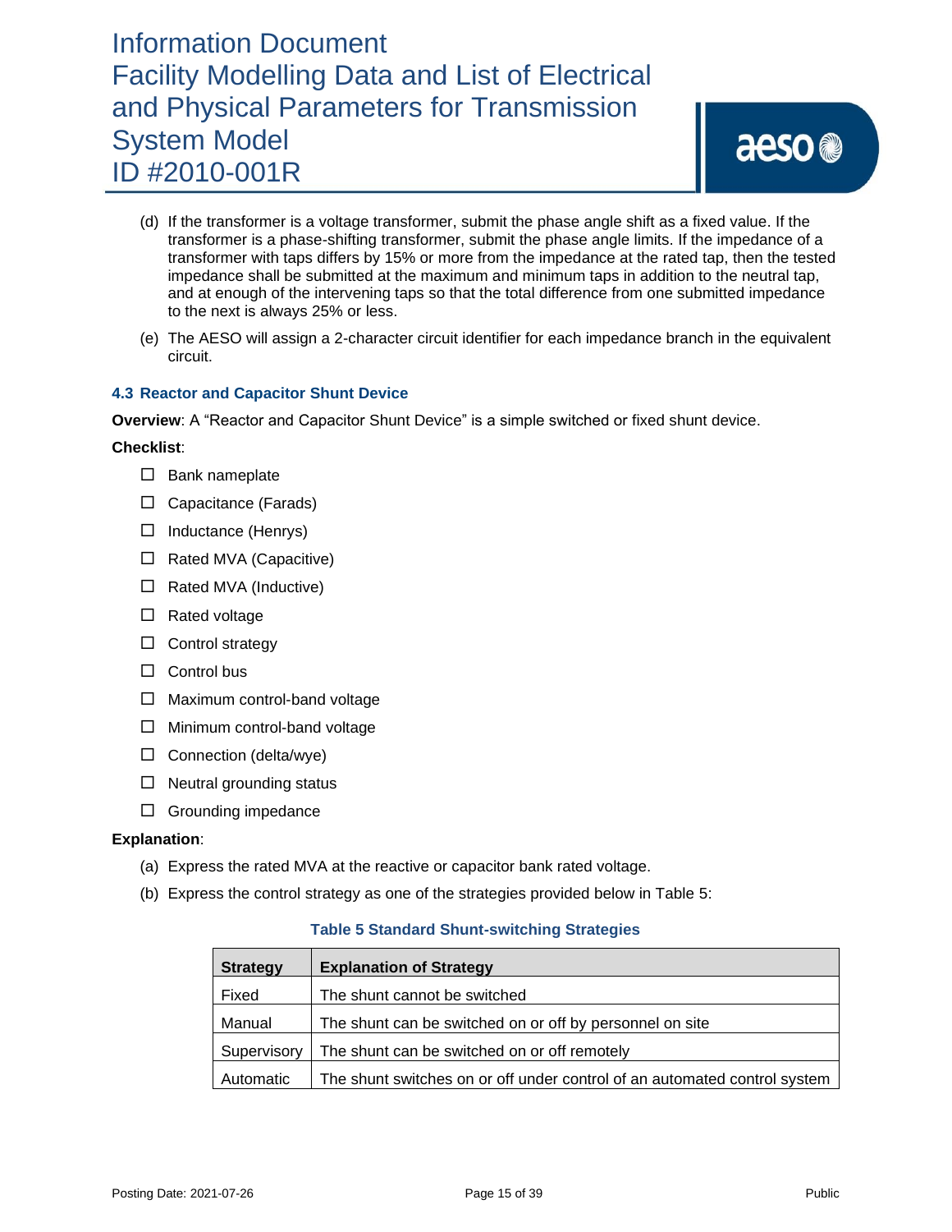(d) If the transformer is a voltage transformer, submit the phase angle shift as a fixed value. If the transformer is a phase-shifting transformer, submit the phase angle limits. If the impedance of a transformer with taps differs by 15% or more from the impedance at the rated tap, then the tested impedance shall be submitted at the maximum and minimum taps in addition to the neutral tap, and at enough of the intervening taps so that the total difference from one submitted impedance to the next is always 25% or less.

(e) The AESO will assign a 2-character circuit identifier for each impedance branch in the equivalent circuit.

### 4.3 Reactor and Capacitor Shunt Device

**Overview**: A “Reactor and Capacitor Shunt Device” is a simple switched or fixed shunt device.

**Checklist**:

- ☐ Bank nameplate
- ☐ Capacitance (Farads)
- ☐ Inductance (Henrys)
- ☐ Rated MVA (Capacitive)
- ☐ Rated MVA (Inductive)
- ☐ Rated voltage
- ☐ Control strategy
- ☐ Control bus
- ☐ Maximum control-band voltage
- ☐ Minimum control-band voltage
- ☐ Connection (delta/wye)
- ☐ Neutral grounding status
- ☐ Grounding impedance

**Explanation**:

(a) Express the rated MVA at the reactive or capacitor bank rated voltage.

(b) Express the control strategy as one of the strategies provided below in Table 5:

**Table 5 Standard Shunt-switching Strategies**

| Strategy | Explanation of Strategy |
|---|---|
| Fixed | The shunt cannot be switched |
| Manual | The shunt can be switched on or off by personnel on site |
| Supervisory | The shunt can be switched on or off remotely |
| Automatic | The shunt switches on or off under control of an automated control system |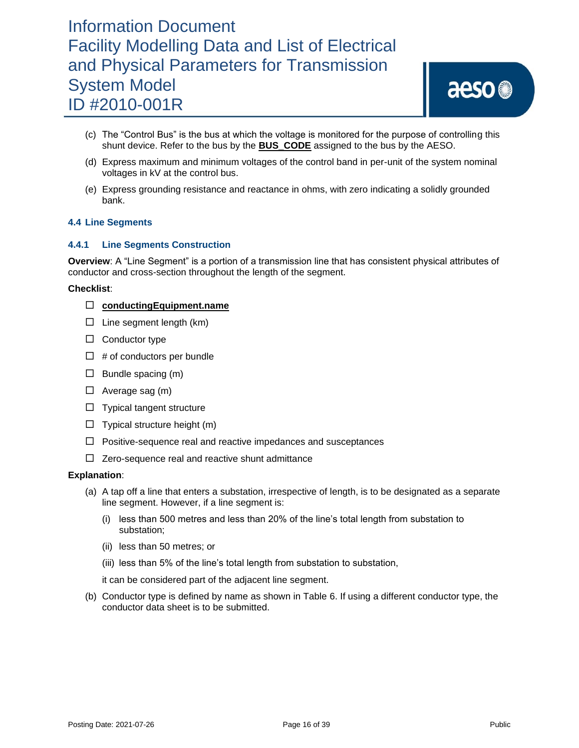(c) The "Control Bus" is the bus at which the voltage is monitored for the purpose of controlling this shunt device. Refer to the bus by the **BUS_CODE** assigned to the bus by the AESO.

(d) Express maximum and minimum voltages of the control band in per-unit of the system nominal voltages in kV at the control bus.

(e) Express grounding resistance and reactance in ohms, with zero indicating a solidly grounded bank.

### 4.4 Line Segments

#### 4.4.1 Line Segments Construction

**Overview**: A "Line Segment" is a portion of a transmission line that has consistent physical attributes of conductor and cross-section throughout the length of the segment.

**Checklist**:

- ☐ **conductingEquipment.name**
- ☐ Line segment length (km)
- ☐ Conductor type
- ☐ # of conductors per bundle
- ☐ Bundle spacing (m)
- ☐ Average sag (m)
- ☐ Typical tangent structure
- ☐ Typical structure height (m)
- ☐ Positive-sequence real and reactive impedances and susceptances
- ☐ Zero-sequence real and reactive shunt admittance

**Explanation**:

(a) A tap off a line that enters a substation, irrespective of length, is to be designated as a separate line segment. However, if a line segment is:

  (i) less than 500 metres and less than 20% of the line's total length from substation to substation;

  (ii) less than 50 metres; or

  (iii) less than 5% of the line's total length from substation to substation,

  it can be considered part of the adjacent line segment.

(b) Conductor type is defined by name as shown in Table 6. If using a different conductor type, the conductor data sheet is to be submitted.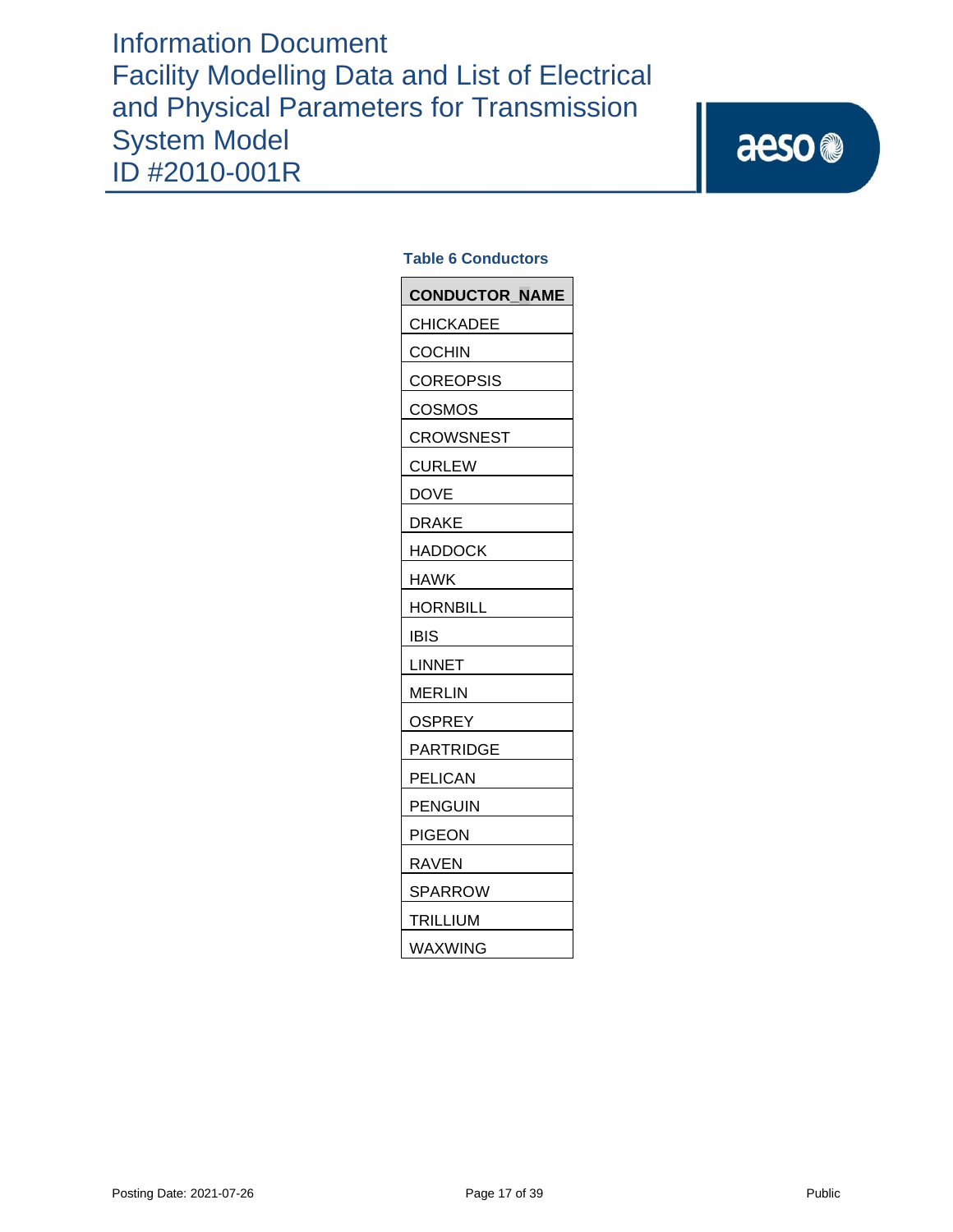**Table 6 Conductors**

| CONDUCTOR_NAME |
|---|
| CHICKADEE |
| COCHIN |
| COREOPSIS |
| COSMOS |
| CROWSNEST |
| CURLEW |
| DOVE |
| DRAKE |
| HADDOCK |
| HAWK |
| HORNBILL |
| IBIS |
| LINNET |
| MERLIN |
| OSPREY |
| PARTRIDGE |
| PELICAN |
| PENGUIN |
| PIGEON |
| RAVEN |
| SPARROW |
| TRILLIUM |
| WAXWING |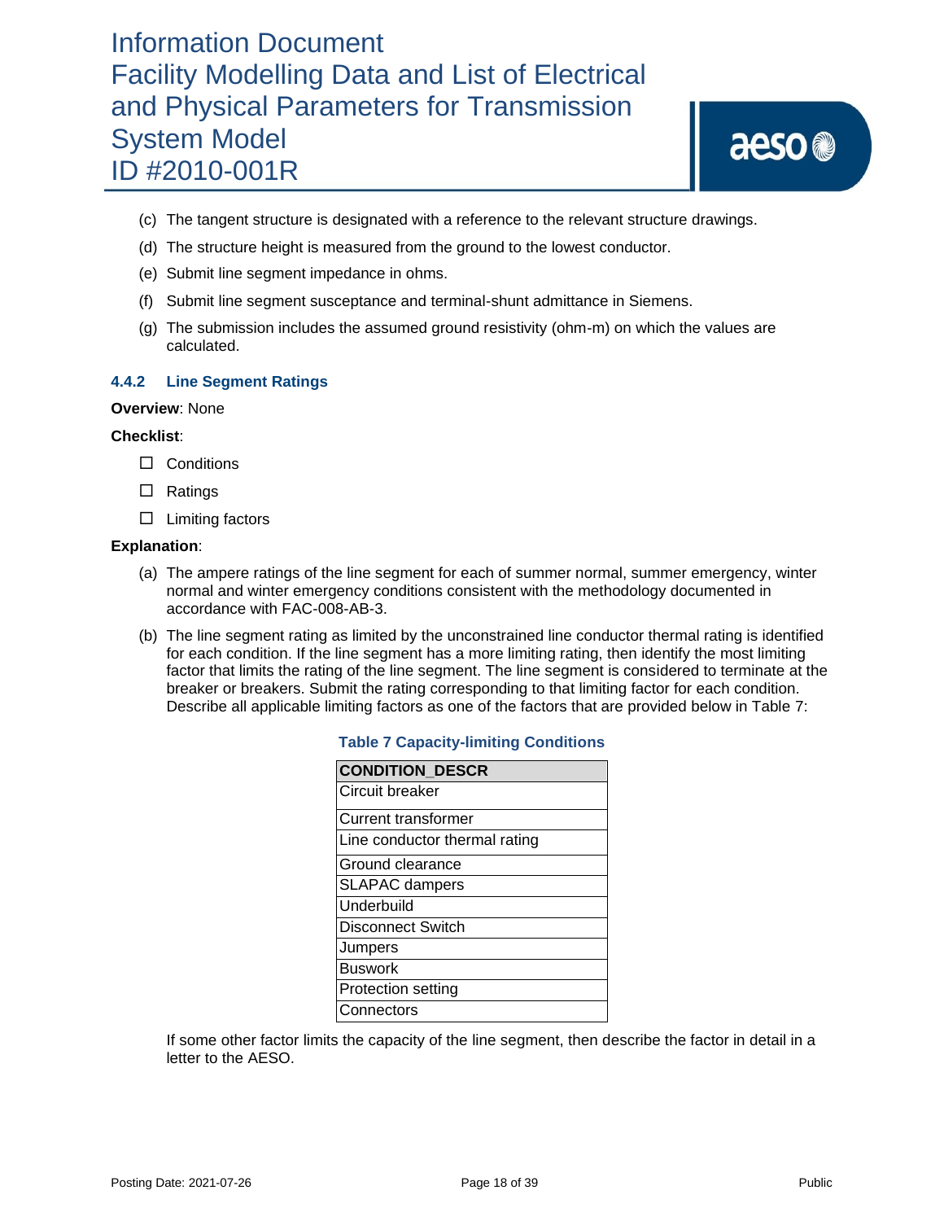(c) The tangent structure is designated with a reference to the relevant structure drawings.

(d) The structure height is measured from the ground to the lowest conductor.

(e) Submit line segment impedance in ohms.

(f) Submit line segment susceptance and terminal-shunt admittance in Siemens.

(g) The submission includes the assumed ground resistivity (ohm-m) on which the values are calculated.

### 4.4.2 Line Segment Ratings

**Overview**: None

**Checklist**:

- ☐ Conditions
- ☐ Ratings
- ☐ Limiting factors

**Explanation**:

(a) The ampere ratings of the line segment for each of summer normal, summer emergency, winter normal and winter emergency conditions consistent with the methodology documented in accordance with FAC-008-AB-3.

(b) The line segment rating as limited by the unconstrained line conductor thermal rating is identified for each condition. If the line segment has a more limiting rating, then identify the most limiting factor that limits the rating of the line segment. The line segment is considered to terminate at the breaker or breakers. Submit the rating corresponding to that limiting factor for each condition. Describe all applicable limiting factors as one of the factors that are provided below in Table 7:

**Table 7 Capacity-limiting Conditions**

| CONDITION_DESCR |
|---|
| Circuit breaker |
| Current transformer |
| Line conductor thermal rating |
| Ground clearance |
| SLAPAC dampers |
| Underbuild |
| Disconnect Switch |
| Jumpers |
| Buswork |
| Protection setting |
| Connectors |

If some other factor limits the capacity of the line segment, then describe the factor in detail in a letter to the AESO.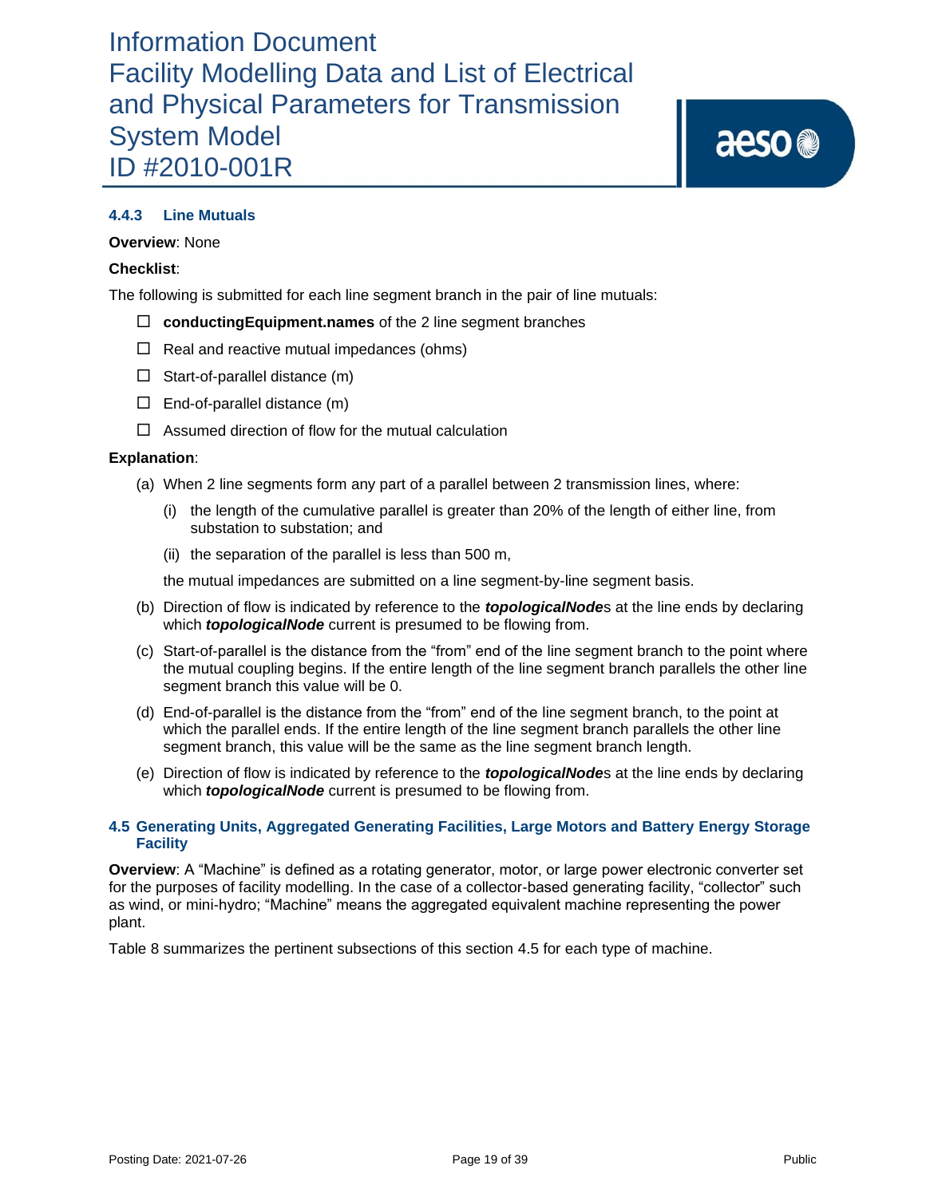#### 4.4.3 Line Mutuals

**Overview**: None

**Checklist**:

The following is submitted for each line segment branch in the pair of line mutuals:

- ☐ **conductingEquipment.names** of the 2 line segment branches
- ☐ Real and reactive mutual impedances (ohms)
- ☐ Start-of-parallel distance (m)
- ☐ End-of-parallel distance (m)
- ☐ Assumed direction of flow for the mutual calculation

**Explanation**:

(a) When 2 line segments form any part of a parallel between 2 transmission lines, where:

  (i) the length of the cumulative parallel is greater than 20% of the length of either line, from substation to substation; and

  (ii) the separation of the parallel is less than 500 m,

  the mutual impedances are submitted on a line segment-by-line segment basis.

(b) Direction of flow is indicated by reference to the ***topologicalNode***s at the line ends by declaring which ***topologicalNode*** current is presumed to be flowing from.

(c) Start-of-parallel is the distance from the "from" end of the line segment branch to the point where the mutual coupling begins. If the entire length of the line segment branch parallels the other line segment branch this value will be 0.

(d) End-of-parallel is the distance from the "from" end of the line segment branch, to the point at which the parallel ends. If the entire length of the line segment branch parallels the other line segment branch, this value will be the same as the line segment branch length.

(e) Direction of flow is indicated by reference to the ***topologicalNode***s at the line ends by declaring which ***topologicalNode*** current is presumed to be flowing from.

### 4.5 Generating Units, Aggregated Generating Facilities, Large Motors and Battery Energy Storage Facility

**Overview**: A "Machine" is defined as a rotating generator, motor, or large power electronic converter set for the purposes of facility modelling. In the case of a collector-based generating facility, "collector" such as wind, or mini-hydro; "Machine" means the aggregated equivalent machine representing the power plant.

Table 8 summarizes the pertinent subsections of this section 4.5 for each type of machine.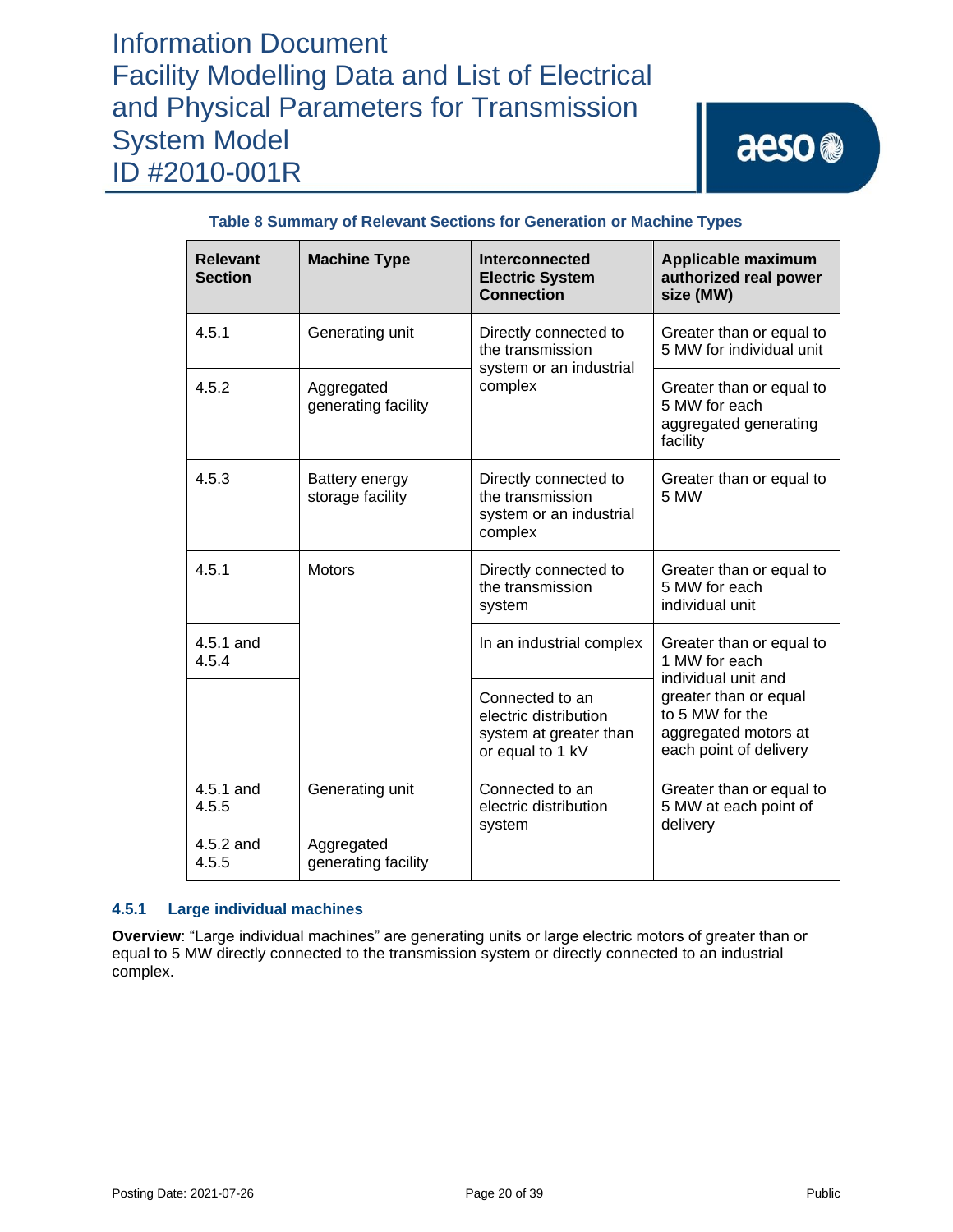**Table 8 Summary of Relevant Sections for Generation or Machine Types**

| Relevant Section | Machine Type | Interconnected Electric System Connection | Applicable maximum authorized real power size (MW) |
|---|---|---|---|
| 4.5.1 | Generating unit | Directly connected to the transmission system or an industrial complex | Greater than or equal to 5 MW for individual unit |
| 4.5.2 | Aggregated generating facility | | Greater than or equal to 5 MW for each aggregated generating facility |
| 4.5.3 | Battery energy storage facility | Directly connected to the transmission system or an industrial complex | Greater than or equal to 5 MW |
| 4.5.1 | Motors | Directly connected to the transmission system | Greater than or equal to 5 MW for each individual unit |
| 4.5.1 and 4.5.4 | | In an industrial complex | Greater than or equal to 1 MW for each individual unit and greater than or equal to 5 MW for the aggregated motors at each point of delivery |
| | | Connected to an electric distribution system at greater than or equal to 1 kV | |
| 4.5.1 and 4.5.5 | Generating unit | Connected to an electric distribution system | Greater than or equal to 5 MW at each point of delivery |
| 4.5.2 and 4.5.5 | Aggregated generating facility | | |

### 4.5.1 Large individual machines

**Overview**: "Large individual machines" are generating units or large electric motors of greater than or equal to 5 MW directly connected to the transmission system or directly connected to an industrial complex.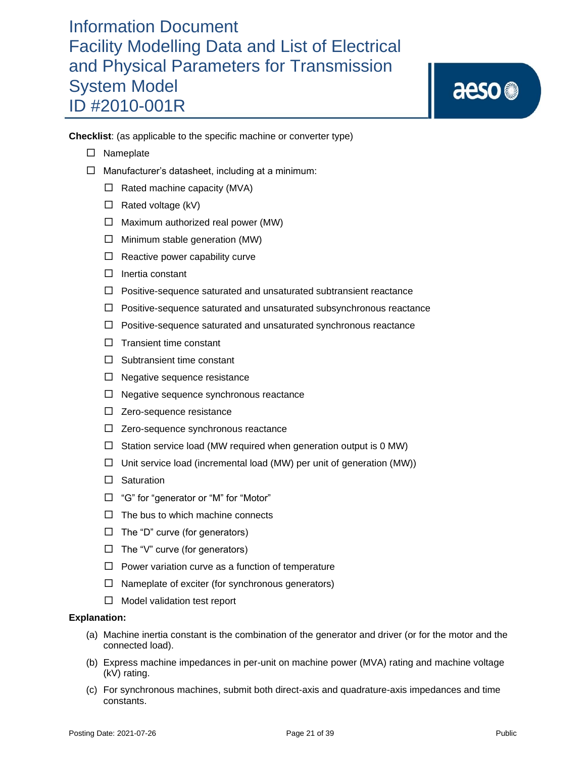**Checklist**: (as applicable to the specific machine or converter type)

- ☐ Nameplate
- ☐ Manufacturer's datasheet, including at a minimum:
  - ☐ Rated machine capacity (MVA)
  - ☐ Rated voltage (kV)
  - ☐ Maximum authorized real power (MW)
  - ☐ Minimum stable generation (MW)
  - ☐ Reactive power capability curve
  - ☐ Inertia constant
  - ☐ Positive-sequence saturated and unsaturated subtransient reactance
  - ☐ Positive-sequence saturated and unsaturated subsynchronous reactance
  - ☐ Positive-sequence saturated and unsaturated synchronous reactance
  - ☐ Transient time constant
  - ☐ Subtransient time constant
  - ☐ Negative sequence resistance
  - ☐ Negative sequence synchronous reactance
  - ☐ Zero-sequence resistance
  - ☐ Zero-sequence synchronous reactance
  - ☐ Station service load (MW required when generation output is 0 MW)
  - ☐ Unit service load (incremental load (MW) per unit of generation (MW))
  - ☐ Saturation
  - ☐ "G" for "generator or "M" for "Motor"
  - ☐ The bus to which machine connects
  - ☐ The "D" curve (for generators)
  - ☐ The "V" curve (for generators)
  - ☐ Power variation curve as a function of temperature
  - ☐ Nameplate of exciter (for synchronous generators)
  - ☐ Model validation test report

**Explanation:**

(a) Machine inertia constant is the combination of the generator and driver (or for the motor and the connected load).

(b) Express machine impedances in per-unit on machine power (MVA) rating and machine voltage (kV) rating.

(c) For synchronous machines, submit both direct-axis and quadrature-axis impedances and time constants.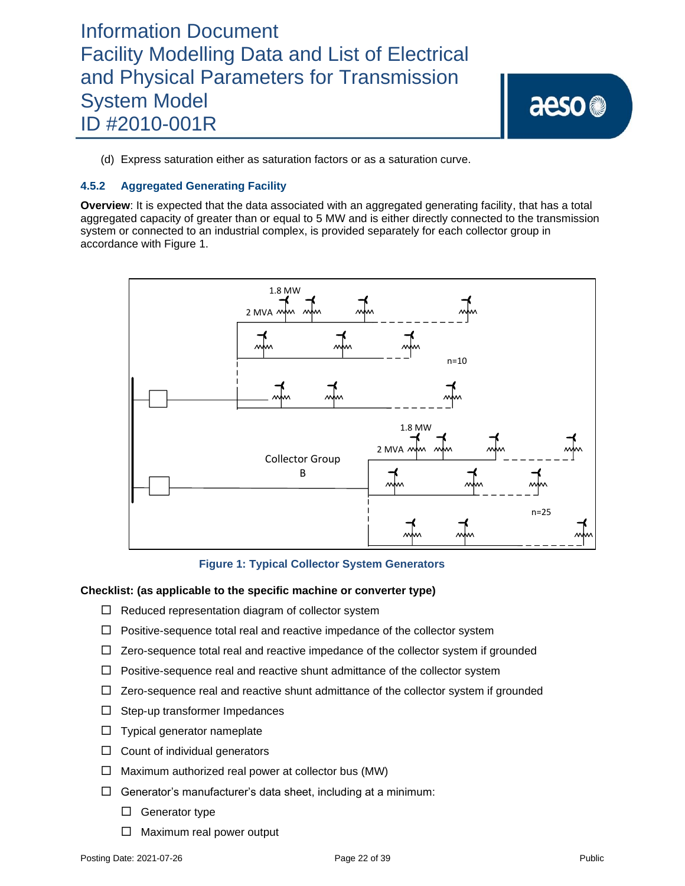(d) Express saturation either as saturation factors or as a saturation curve.

### 4.5.2 Aggregated Generating Facility

**Overview**: It is expected that the data associated with an aggregated generating facility, that has a total aggregated capacity of greater than or equal to 5 MW and is either directly connected to the transmission system or connected to an industrial complex, is provided separately for each collector group in accordance with Figure 1.

**Figure 1: Typical Collector System Generators**

**Checklist: (as applicable to the specific machine or converter type)**

- ☐ Reduced representation diagram of collector system
- ☐ Positive-sequence total real and reactive impedance of the collector system
- ☐ Zero-sequence total real and reactive impedance of the collector system if grounded
- ☐ Positive-sequence real and reactive shunt admittance of the collector system
- ☐ Zero-sequence real and reactive shunt admittance of the collector system if grounded
- ☐ Step-up transformer Impedances
- ☐ Typical generator nameplate
- ☐ Count of individual generators
- ☐ Maximum authorized real power at collector bus (MW)
- ☐ Generator's manufacturer's data sheet, including at a minimum:
  - ☐ Generator type
  - ☐ Maximum real power output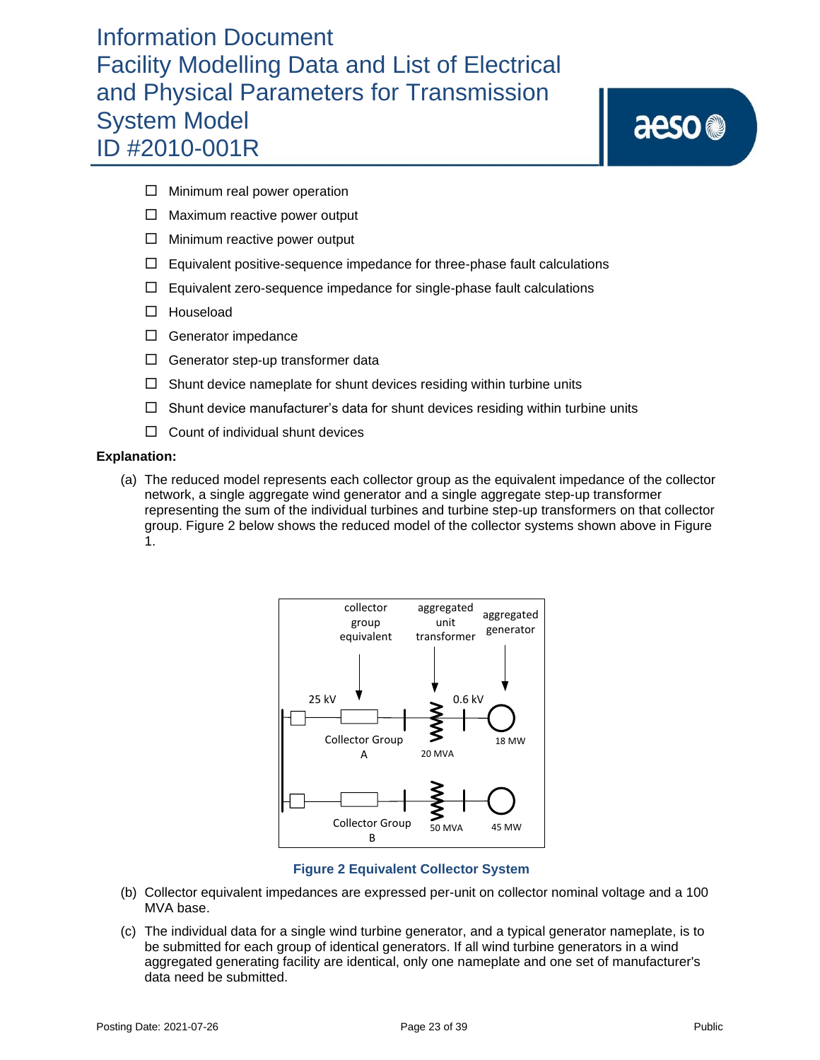- ☐ Minimum real power operation
- ☐ Maximum reactive power output
- ☐ Minimum reactive power output
- ☐ Equivalent positive-sequence impedance for three-phase fault calculations
- ☐ Equivalent zero-sequence impedance for single-phase fault calculations
- ☐ Houseload
- ☐ Generator impedance
- ☐ Generator step-up transformer data
- ☐ Shunt device nameplate for shunt devices residing within turbine units
- ☐ Shunt device manufacturer's data for shunt devices residing within turbine units
- ☐ Count of individual shunt devices

**Explanation:**

(a) The reduced model represents each collector group as the equivalent impedance of the collector network, a single aggregate wind generator and a single aggregate step-up transformer representing the sum of the individual turbines and turbine step-up transformers on that collector group. Figure 2 below shows the reduced model of the collector systems shown above in Figure 1.

**Figure 2 Equivalent Collector System**

(b) Collector equivalent impedances are expressed per-unit on collector nominal voltage and a 100 MVA base.

(c) The individual data for a single wind turbine generator, and a typical generator nameplate, is to be submitted for each group of identical generators. If all wind turbine generators in a wind aggregated generating facility are identical, only one nameplate and one set of manufacturer's data need be submitted.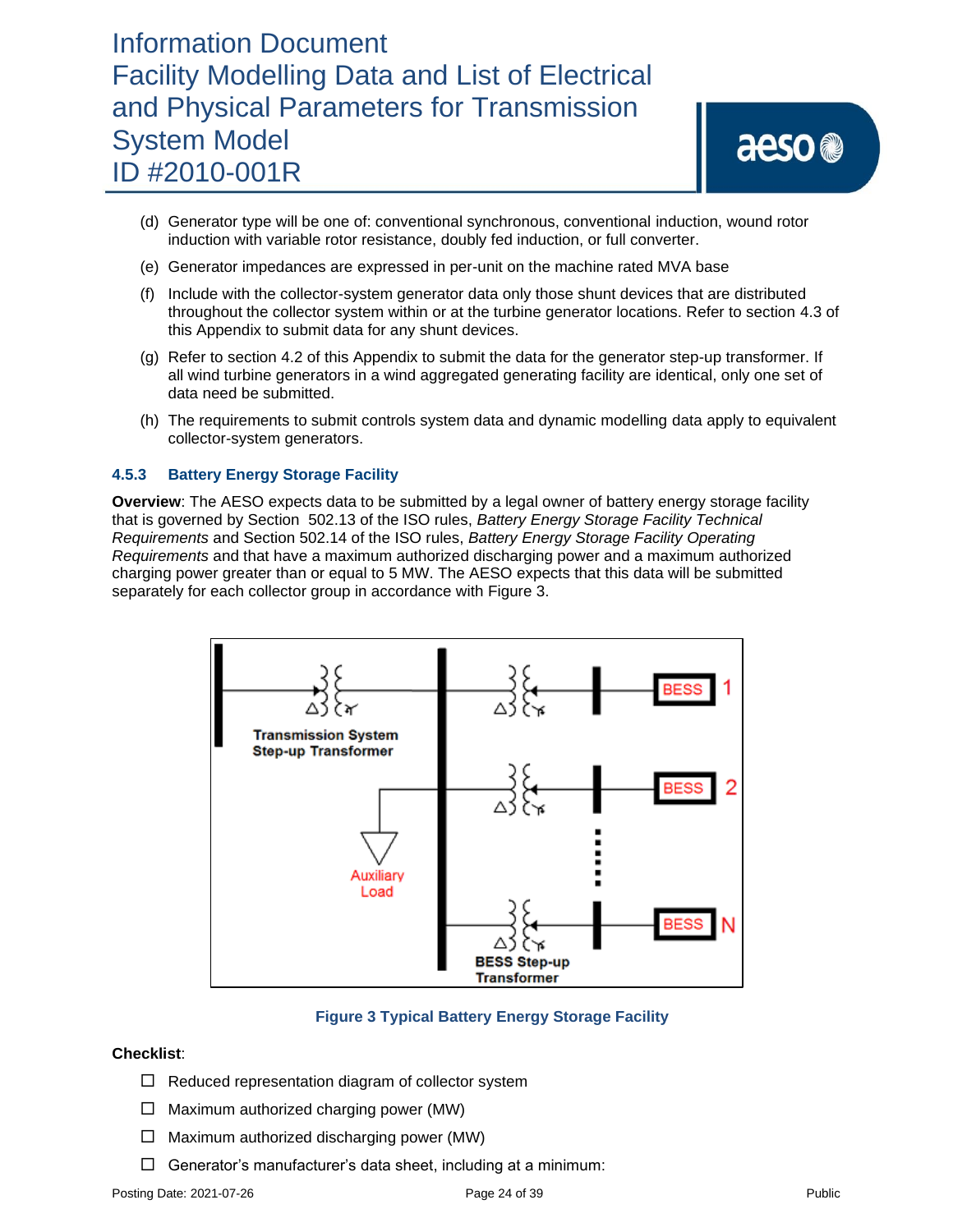(d) Generator type will be one of: conventional synchronous, conventional induction, wound rotor induction with variable rotor resistance, doubly fed induction, or full converter.

(e) Generator impedances are expressed in per-unit on the machine rated MVA base

(f) Include with the collector-system generator data only those shunt devices that are distributed throughout the collector system within or at the turbine generator locations. Refer to section 4.3 of this Appendix to submit data for any shunt devices.

(g) Refer to section 4.2 of this Appendix to submit the data for the generator step-up transformer. If all wind turbine generators in a wind aggregated generating facility are identical, only one set of data need be submitted.

(h) The requirements to submit controls system data and dynamic modelling data apply to equivalent collector-system generators.

### 4.5.3 Battery Energy Storage Facility

**Overview**: The AESO expects data to be submitted by a legal owner of battery energy storage facility that is governed by Section 502.13 of the ISO rules, *Battery Energy Storage Facility Technical Requirements* and Section 502.14 of the ISO rules, *Battery Energy Storage Facility Operating Requirements* and that have a maximum authorized discharging power and a maximum authorized charging power greater than or equal to 5 MW. The AESO expects that this data will be submitted separately for each collector group in accordance with Figure 3.

Transmission System Step-up Transformer

Auxiliary Load

BESS 1

BESS 2

BESS N

BESS Step-up Transformer

**Figure 3 Typical Battery Energy Storage Facility**

**Checklist**:

- ☐ Reduced representation diagram of collector system
- ☐ Maximum authorized charging power (MW)
- ☐ Maximum authorized discharging power (MW)
- ☐ Generator's manufacturer's data sheet, including at a minimum: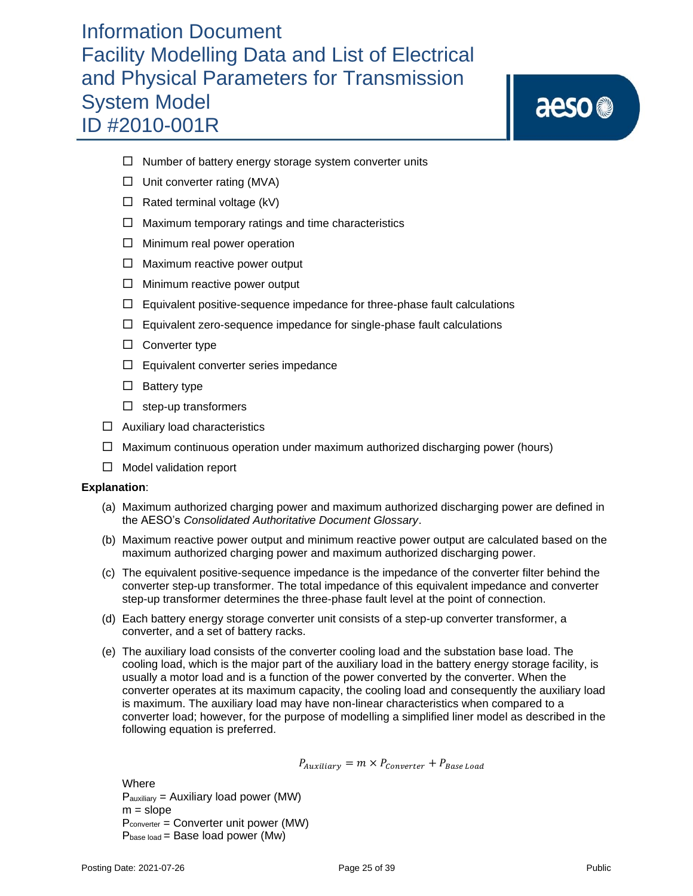- ☐ Number of battery energy storage system converter units
    - ☐ Unit converter rating (MVA)
    - ☐ Rated terminal voltage (kV)
    - ☐ Maximum temporary ratings and time characteristics
    - ☐ Minimum real power operation
    - ☐ Maximum reactive power output
    - ☐ Minimum reactive power output
    - ☐ Equivalent positive-sequence impedance for three-phase fault calculations
    - ☐ Equivalent zero-sequence impedance for single-phase fault calculations
    - ☐ Converter type
    - ☐ Equivalent converter series impedance
    - ☐ Battery type
    - ☐ step-up transformers
- ☐ Auxiliary load characteristics
- ☐ Maximum continuous operation under maximum authorized discharging power (hours)
- ☐ Model validation report

**Explanation**:

(a) Maximum authorized charging power and maximum authorized discharging power are defined in the AESO's *Consolidated Authoritative Document Glossary*.

(b) Maximum reactive power output and minimum reactive power output are calculated based on the maximum authorized charging power and maximum authorized discharging power.

(c) The equivalent positive-sequence impedance is the impedance of the converter filter behind the converter step-up transformer. The total impedance of this equivalent impedance and converter step-up transformer determines the three-phase fault level at the point of connection.

(d) Each battery energy storage converter unit consists of a step-up converter transformer, a converter, and a set of battery racks.

(e) The auxiliary load consists of the converter cooling load and the substation base load. The cooling load, which is the major part of the auxiliary load in the battery energy storage facility, is usually a motor load and is a function of the power converted by the converter. When the converter operates at its maximum capacity, the cooling load and consequently the auxiliary load is maximum. The auxiliary load may have non-linear characteristics when compared to a converter load; however, for the purpose of modelling a simplified liner model as described in the following equation is preferred.

$$P_{Auxiliary} = m \times P_{Converter} + P_{Base\ Load}$$

Where
$P_{auxiliary}$ = Auxiliary load power (MW)
m = slope
$P_{converter}$ = Converter unit power (MW)
$P_{base\ load}$ = Base load power (Mw)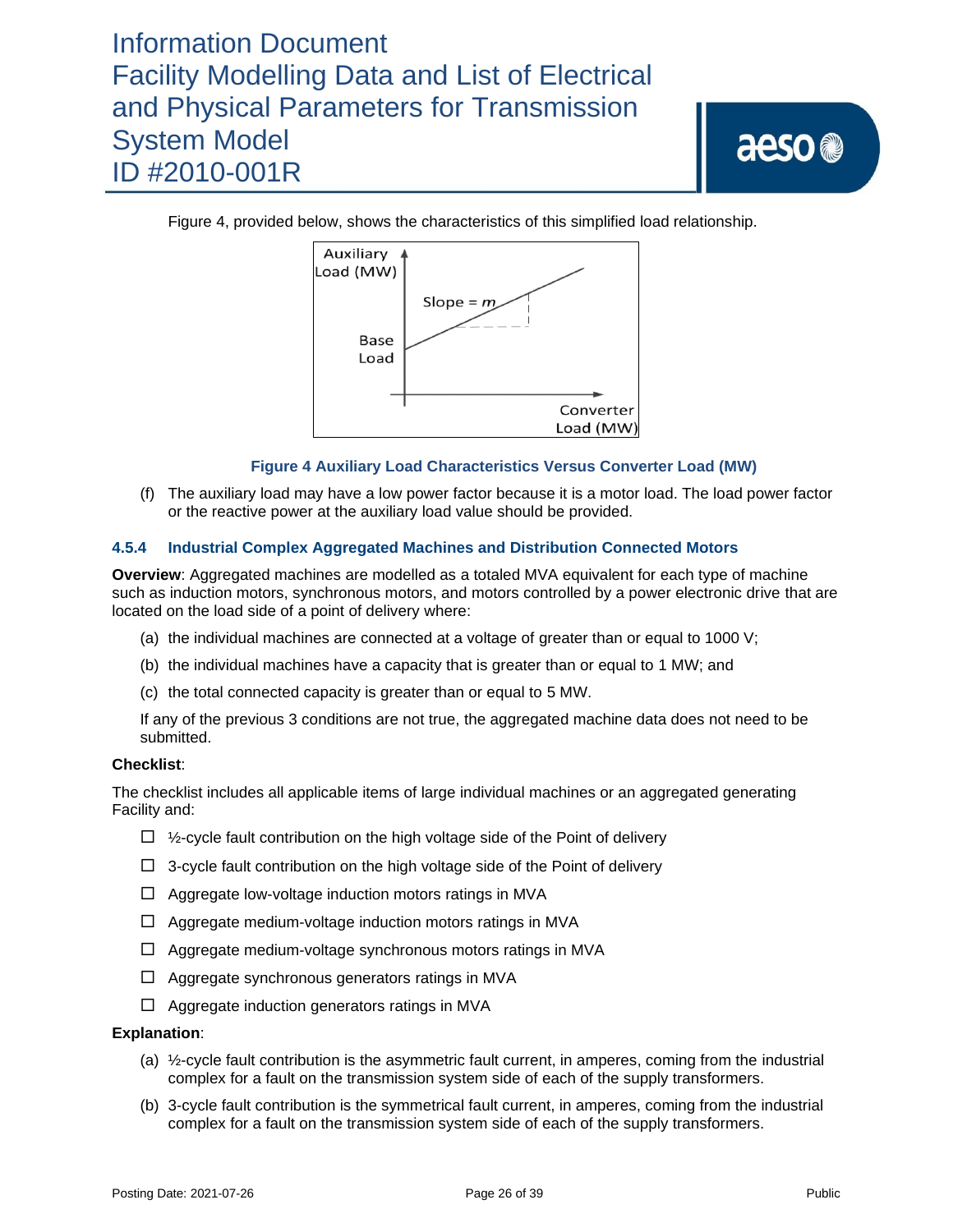Figure 4, provided below, shows the characteristics of this simplified load relationship.

**Figure 4 Auxiliary Load Characteristics Versus Converter Load (MW)**

(f) The auxiliary load may have a low power factor because it is a motor load. The load power factor or the reactive power at the auxiliary load value should be provided.

### 4.5.4 Industrial Complex Aggregated Machines and Distribution Connected Motors

**Overview**: Aggregated machines are modelled as a totaled MVA equivalent for each type of machine such as induction motors, synchronous motors, and motors controlled by a power electronic drive that are located on the load side of a point of delivery where:

(a) the individual machines are connected at a voltage of greater than or equal to 1000 V;

(b) the individual machines have a capacity that is greater than or equal to 1 MW; and

(c) the total connected capacity is greater than or equal to 5 MW.

If any of the previous 3 conditions are not true, the aggregated machine data does not need to be submitted.

**Checklist**:

The checklist includes all applicable items of large individual machines or an aggregated generating Facility and:

- ☐ ½-cycle fault contribution on the high voltage side of the Point of delivery
- ☐ 3-cycle fault contribution on the high voltage side of the Point of delivery
- ☐ Aggregate low-voltage induction motors ratings in MVA
- ☐ Aggregate medium-voltage induction motors ratings in MVA
- ☐ Aggregate medium-voltage synchronous motors ratings in MVA
- ☐ Aggregate synchronous generators ratings in MVA
- ☐ Aggregate induction generators ratings in MVA

**Explanation**:

(a) ½-cycle fault contribution is the asymmetric fault current, in amperes, coming from the industrial complex for a fault on the transmission system side of each of the supply transformers.

(b) 3-cycle fault contribution is the symmetrical fault current, in amperes, coming from the industrial complex for a fault on the transmission system side of each of the supply transformers.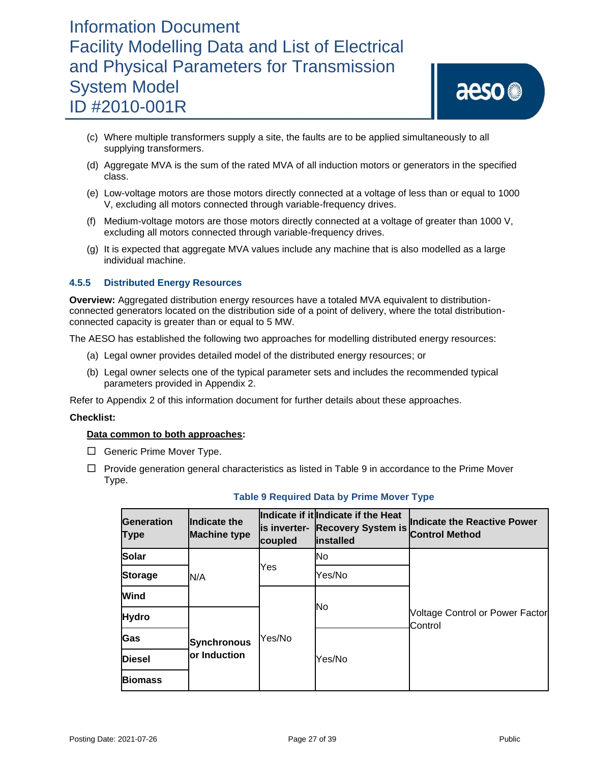(c) Where multiple transformers supply a site, the faults are to be applied simultaneously to all supplying transformers.

(d) Aggregate MVA is the sum of the rated MVA of all induction motors or generators in the specified class.

(e) Low-voltage motors are those motors directly connected at a voltage of less than or equal to 1000 V, excluding all motors connected through variable-frequency drives.

(f) Medium-voltage motors are those motors directly connected at a voltage of greater than 1000 V, excluding all motors connected through variable-frequency drives.

(g) It is expected that aggregate MVA values include any machine that is also modelled as a large individual machine.

### 4.5.5 Distributed Energy Resources

**Overview:** Aggregated distribution energy resources have a totaled MVA equivalent to distribution-connected generators located on the distribution side of a point of delivery, where the total distribution-connected capacity is greater than or equal to 5 MW.

The AESO has established the following two approaches for modelling distributed energy resources:

(a) Legal owner provides detailed model of the distributed energy resources; or

(b) Legal owner selects one of the typical parameter sets and includes the recommended typical parameters provided in Appendix 2.

Refer to Appendix 2 of this information document for further details about these approaches.

**Checklist:**

**<u>Data common to both approaches</u>:**

☐ Generic Prime Mover Type.

☐ Provide generation general characteristics as listed in Table 9 in accordance to the Prime Mover Type.

**Table 9 Required Data by Prime Mover Type**

| Generation Type | Indicate the Machine type | Indicate if it is inverter-coupled | Indicate if the Heat Recovery System is installed | Indicate the Reactive Power Control Method |
|---|---|---|---|---|
| **Solar** | N/A | Yes | No | Voltage Control or Power Factor Control |
| **Storage** | N/A | Yes | Yes/No | Voltage Control or Power Factor Control |
| **Wind** | N/A | Yes/No | No | Voltage Control or Power Factor Control |
| **Hydro** | **Synchronous or Induction** | Yes/No | No | Voltage Control or Power Factor Control |
| **Gas** | **Synchronous or Induction** | Yes/No | Yes/No | Voltage Control or Power Factor Control |
| **Diesel** | **Synchronous or Induction** | Yes/No | Yes/No | Voltage Control or Power Factor Control |
| **Biomass** | **Synchronous or Induction** | Yes/No | Yes/No | Voltage Control or Power Factor Control |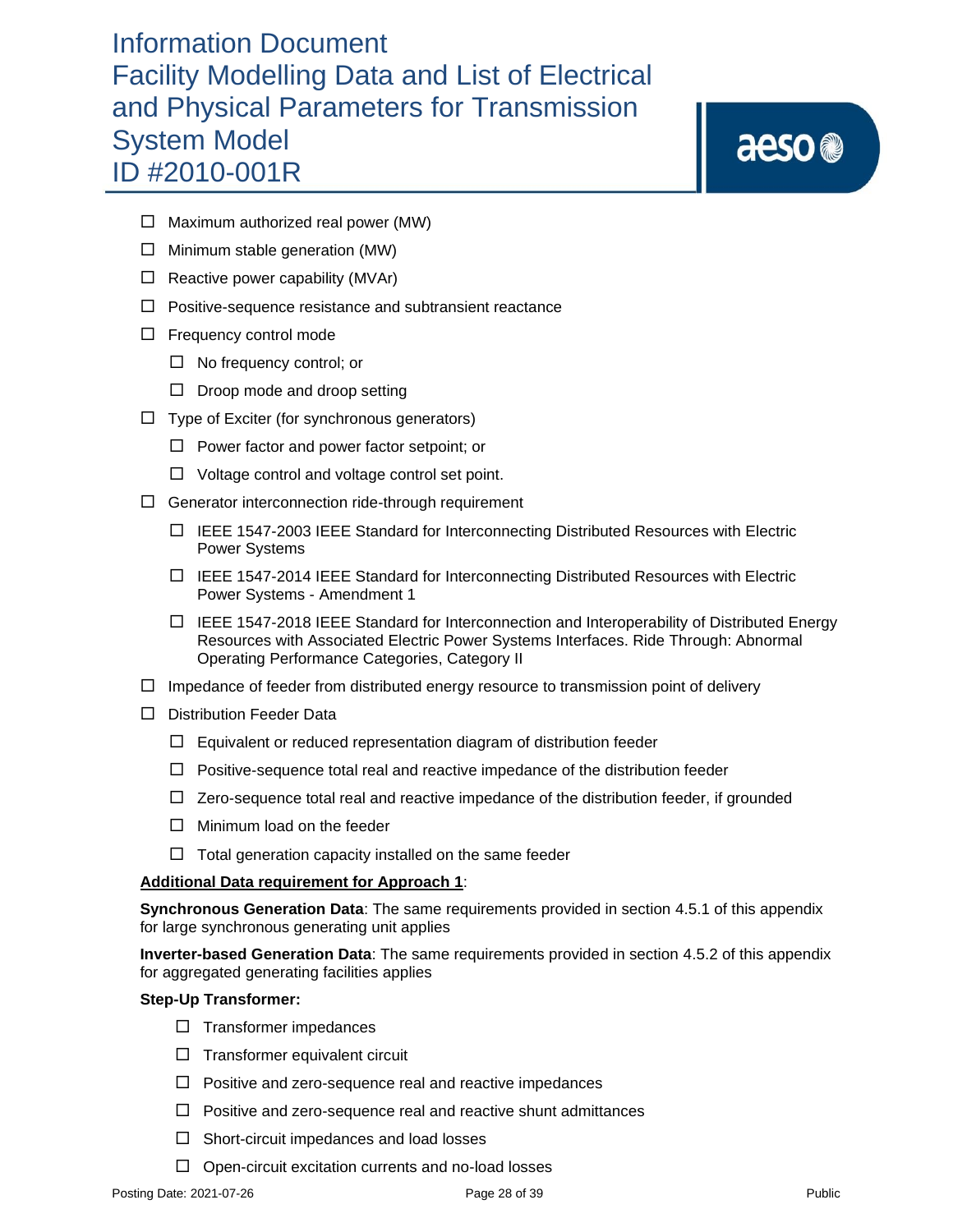- ☐ Maximum authorized real power (MW)
- ☐ Minimum stable generation (MW)
- ☐ Reactive power capability (MVAr)
- ☐ Positive-sequence resistance and subtransient reactance
- ☐ Frequency control mode
  - ☐ No frequency control; or
  - ☐ Droop mode and droop setting
- ☐ Type of Exciter (for synchronous generators)
  - ☐ Power factor and power factor setpoint; or
  - ☐ Voltage control and voltage control set point.
- ☐ Generator interconnection ride-through requirement
  - ☐ IEEE 1547-2003 IEEE Standard for Interconnecting Distributed Resources with Electric Power Systems
  - ☐ IEEE 1547-2014 IEEE Standard for Interconnecting Distributed Resources with Electric Power Systems - Amendment 1
  - ☐ IEEE 1547-2018 IEEE Standard for Interconnection and Interoperability of Distributed Energy Resources with Associated Electric Power Systems Interfaces. Ride Through: Abnormal Operating Performance Categories, Category II
- ☐ Impedance of feeder from distributed energy resource to transmission point of delivery
- ☐ Distribution Feeder Data
  - ☐ Equivalent or reduced representation diagram of distribution feeder
  - ☐ Positive-sequence total real and reactive impedance of the distribution feeder
  - ☐ Zero-sequence total real and reactive impedance of the distribution feeder, if grounded
  - ☐ Minimum load on the feeder
  - ☐ Total generation capacity installed on the same feeder

**<u>Additional Data requirement for Approach 1</u>**:

**Synchronous Generation Data**: The same requirements provided in section 4.5.1 of this appendix for large synchronous generating unit applies

**Inverter-based Generation Data**: The same requirements provided in section 4.5.2 of this appendix for aggregated generating facilities applies

**Step-Up Transformer:**

- ☐ Transformer impedances
- ☐ Transformer equivalent circuit
- ☐ Positive and zero-sequence real and reactive impedances
- ☐ Positive and zero-sequence real and reactive shunt admittances
- ☐ Short-circuit impedances and load losses
- ☐ Open-circuit excitation currents and no-load losses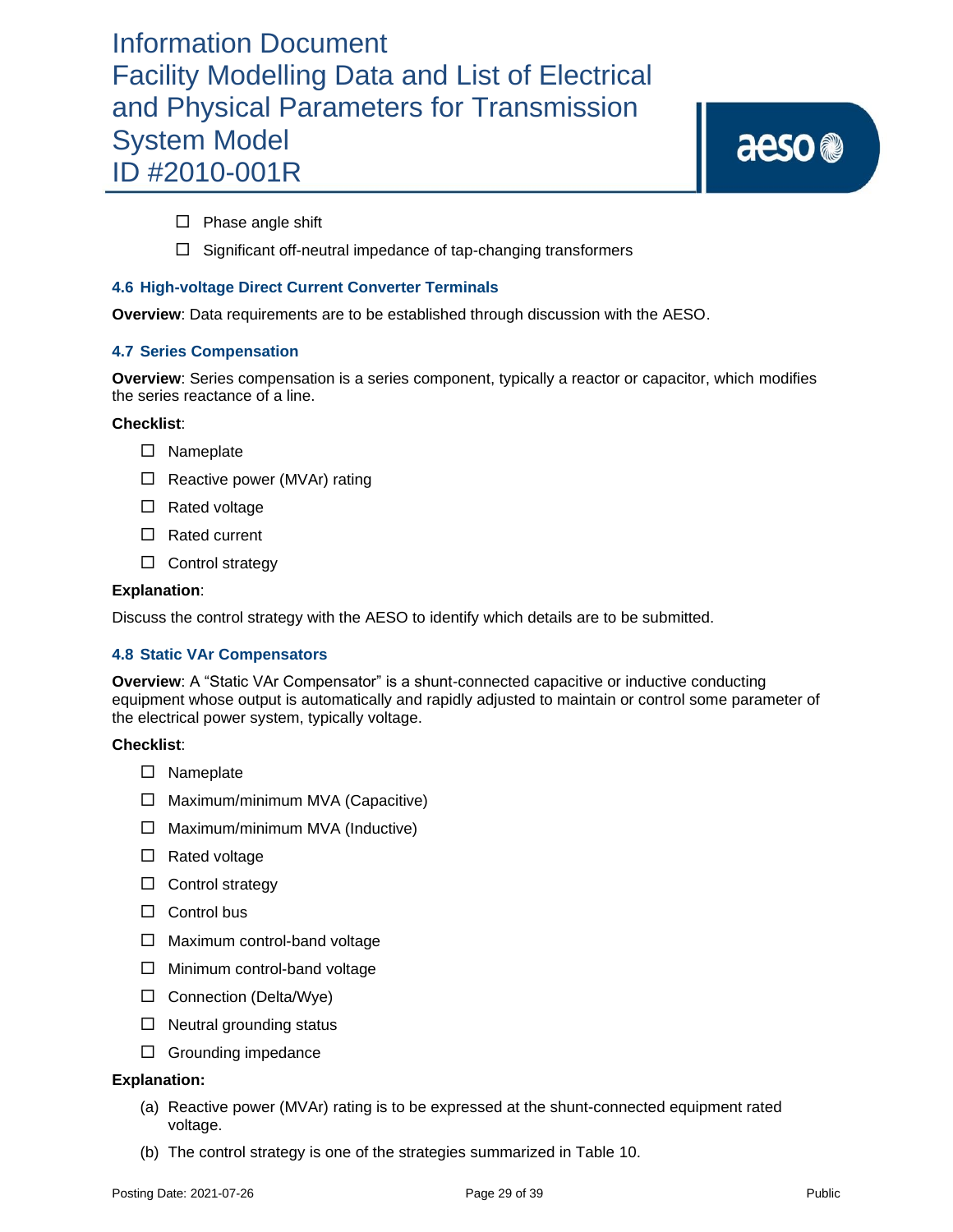- ☐ Phase angle shift
- ☐ Significant off-neutral impedance of tap-changing transformers

### 4.6 High-voltage Direct Current Converter Terminals

**Overview**: Data requirements are to be established through discussion with the AESO.

### 4.7 Series Compensation

**Overview**: Series compensation is a series component, typically a reactor or capacitor, which modifies the series reactance of a line.

**Checklist**:

- ☐ Nameplate
- ☐ Reactive power (MVAr) rating
- ☐ Rated voltage
- ☐ Rated current
- ☐ Control strategy

**Explanation**:

Discuss the control strategy with the AESO to identify which details are to be submitted.

### 4.8 Static VAr Compensators

**Overview**: A “Static VAr Compensator” is a shunt-connected capacitive or inductive conducting equipment whose output is automatically and rapidly adjusted to maintain or control some parameter of the electrical power system, typically voltage.

**Checklist**:

- ☐ Nameplate
- ☐ Maximum/minimum MVA (Capacitive)
- ☐ Maximum/minimum MVA (Inductive)
- ☐ Rated voltage
- ☐ Control strategy
- ☐ Control bus
- ☐ Maximum control-band voltage
- ☐ Minimum control-band voltage
- ☐ Connection (Delta/Wye)
- ☐ Neutral grounding status
- ☐ Grounding impedance

**Explanation:**

(a) Reactive power (MVAr) rating is to be expressed at the shunt-connected equipment rated voltage.

(b) The control strategy is one of the strategies summarized in Table 10.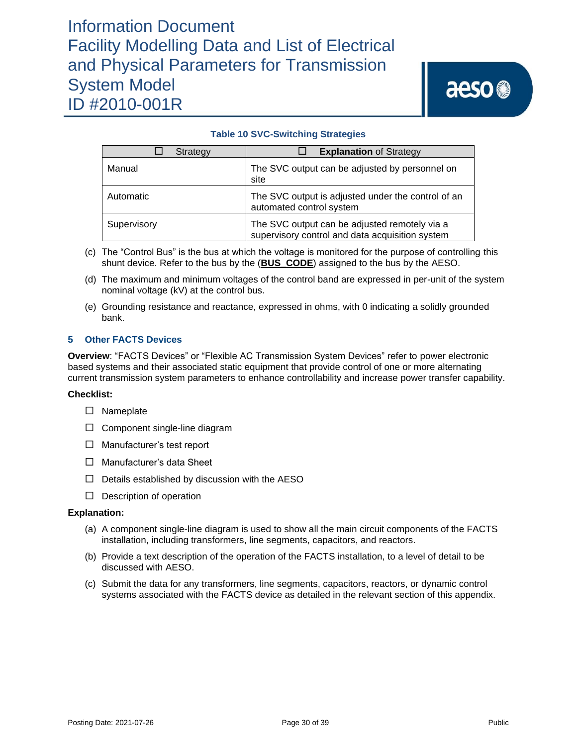**Table 10 SVC-Switching Strategies**

| ☐ Strategy | ☐ **Explanation** of Strategy |
|---|---|
| Manual | The SVC output can be adjusted by personnel on site |
| Automatic | The SVC output is adjusted under the control of an automated control system |
| Supervisory | The SVC output can be adjusted remotely via a supervisory control and data acquisition system |

(c) The "Control Bus" is the bus at which the voltage is monitored for the purpose of controlling this shunt device. Refer to the bus by the (**BUS_CODE**) assigned to the bus by the AESO.

(d) The maximum and minimum voltages of the control band are expressed in per-unit of the system nominal voltage (kV) at the control bus.

(e) Grounding resistance and reactance, expressed in ohms, with 0 indicating a solidly grounded bank.

## 5 Other FACTS Devices

**Overview**: "FACTS Devices" or "Flexible AC Transmission System Devices" refer to power electronic based systems and their associated static equipment that provide control of one or more alternating current transmission system parameters to enhance controllability and increase power transfer capability.

**Checklist:**

- ☐ Nameplate
- ☐ Component single-line diagram
- ☐ Manufacturer's test report
- ☐ Manufacturer's data Sheet
- ☐ Details established by discussion with the AESO
- ☐ Description of operation

**Explanation:**

(a) A component single-line diagram is used to show all the main circuit components of the FACTS installation, including transformers, line segments, capacitors, and reactors.

(b) Provide a text description of the operation of the FACTS installation, to a level of detail to be discussed with AESO.

(c) Submit the data for any transformers, line segments, capacitors, reactors, or dynamic control systems associated with the FACTS device as detailed in the relevant section of this appendix.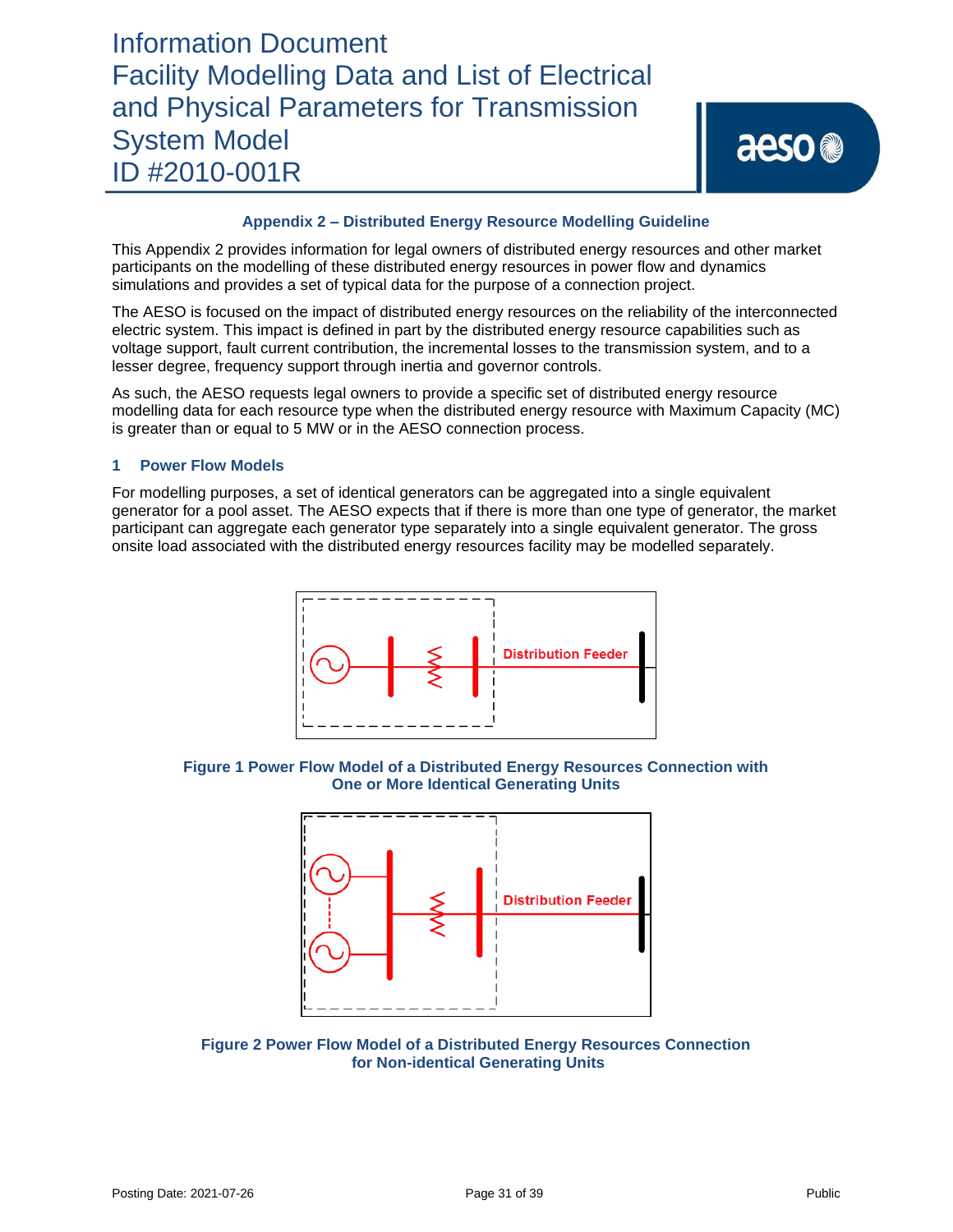## Appendix 2 – Distributed Energy Resource Modelling Guideline

This Appendix 2 provides information for legal owners of distributed energy resources and other market participants on the modelling of these distributed energy resources in power flow and dynamics simulations and provides a set of typical data for the purpose of a connection project.

The AESO is focused on the impact of distributed energy resources on the reliability of the interconnected electric system. This impact is defined in part by the distributed energy resource capabilities such as voltage support, fault current contribution, the incremental losses to the transmission system, and to a lesser degree, frequency support through inertia and governor controls.

As such, the AESO requests legal owners to provide a specific set of distributed energy resource modelling data for each resource type when the distributed energy resource with Maximum Capacity (MC) is greater than or equal to 5 MW or in the AESO connection process.

### 1 Power Flow Models

For modelling purposes, a set of identical generators can be aggregated into a single equivalent generator for a pool asset. The AESO expects that if there is more than one type of generator, the market participant can aggregate each generator type separately into a single equivalent generator. The gross onsite load associated with the distributed energy resources facility may be modelled separately.

Distribution Feeder

**Figure 1 Power Flow Model of a Distributed Energy Resources Connection with One or More Identical Generating Units**

Distribution Feeder

**Figure 2 Power Flow Model of a Distributed Energy Resources Connection for Non-identical Generating Units**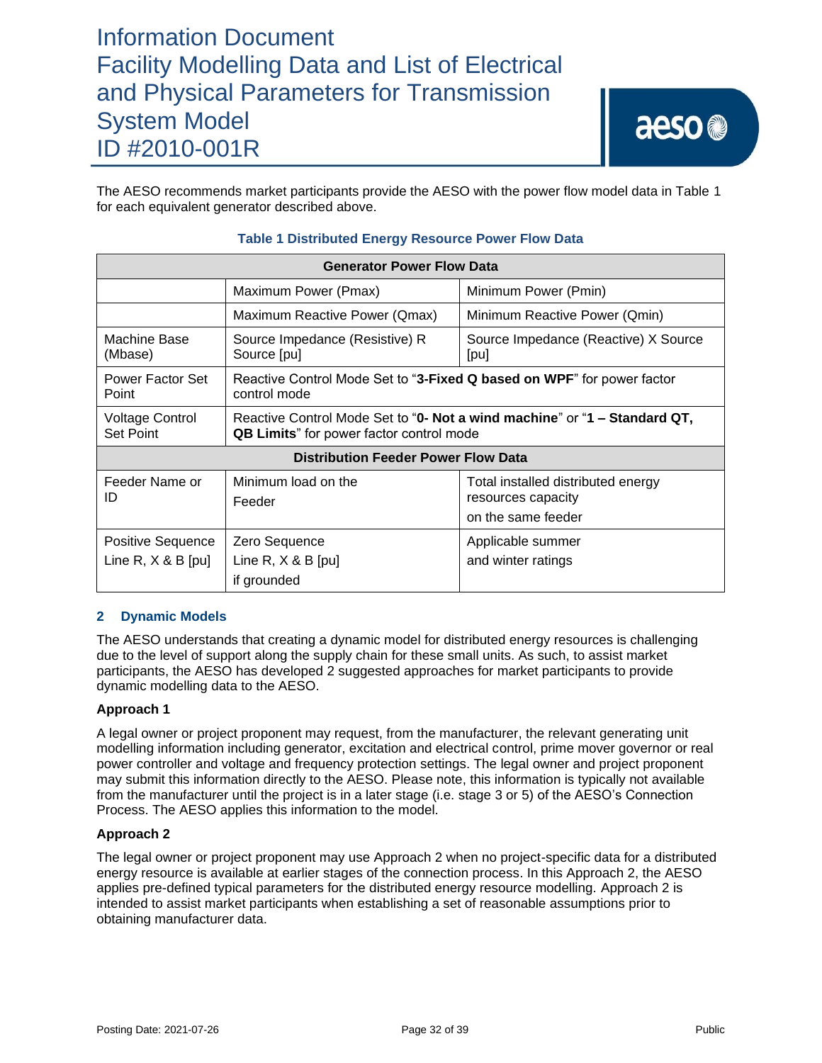The AESO recommends market participants provide the AESO with the power flow model data in Table 1 for each equivalent generator described above.

**Table 1 Distributed Energy Resource Power Flow Data**

| **Generator Power Flow Data** | | |
|---|---|---|
| | Maximum Power (Pmax) | Minimum Power (Pmin) |
| | Maximum Reactive Power (Qmax) | Minimum Reactive Power (Qmin) |
| Machine Base (Mbase) | Source Impedance (Resistive) R Source [pu] | Source Impedance (Reactive) X Source [pu] |
| Power Factor Set Point | Reactive Control Mode Set to "**3-Fixed Q based on WPF**" for power factor control mode | |
| Voltage Control Set Point | Reactive Control Mode Set to "**0- Not a wind machine**" or "**1 – Standard QT, QB Limits**" for power factor control mode | |
| **Distribution Feeder Power Flow Data** | | |
| Feeder Name or ID | Minimum load on the Feeder | Total installed distributed energy resources capacity on the same feeder |
| Positive Sequence Line R, X & B [pu] | Zero Sequence Line R, X & B [pu] if grounded | Applicable summer and winter ratings |

## 2 Dynamic Models

The AESO understands that creating a dynamic model for distributed energy resources is challenging due to the level of support along the supply chain for these small units. As such, to assist market participants, the AESO has developed 2 suggested approaches for market participants to provide dynamic modelling data to the AESO.

**Approach 1**

A legal owner or project proponent may request, from the manufacturer, the relevant generating unit modelling information including generator, excitation and electrical control, prime mover governor or real power controller and voltage and frequency protection settings. The legal owner and project proponent may submit this information directly to the AESO. Please note, this information is typically not available from the manufacturer until the project is in a later stage (i.e. stage 3 or 5) of the AESO's Connection Process. The AESO applies this information to the model.

**Approach 2**

The legal owner or project proponent may use Approach 2 when no project-specific data for a distributed energy resource is available at earlier stages of the connection process. In this Approach 2, the AESO applies pre-defined typical parameters for the distributed energy resource modelling. Approach 2 is intended to assist market participants when establishing a set of reasonable assumptions prior to obtaining manufacturer data.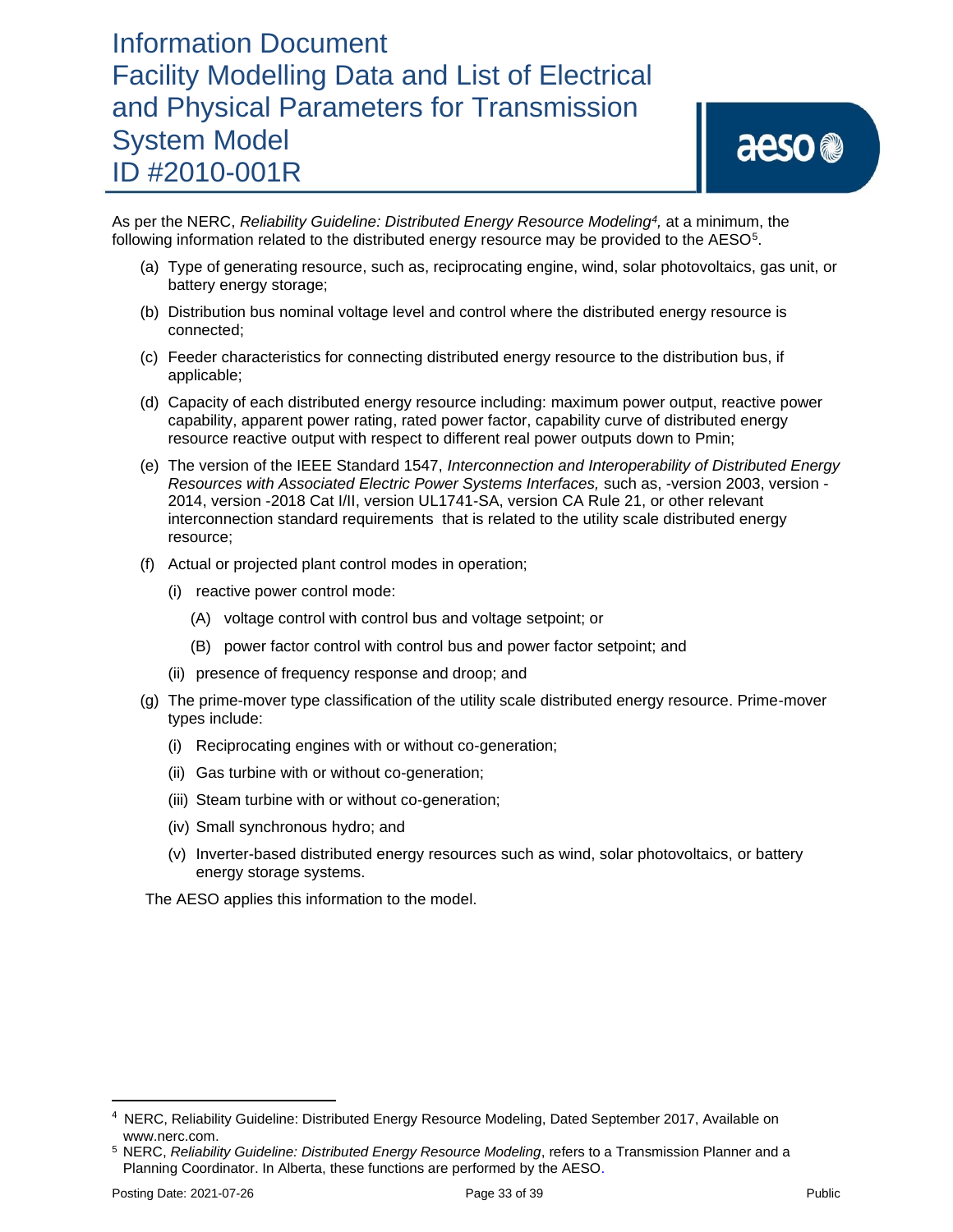As per the NERC, *Reliability Guideline: Distributed Energy Resource Modeling*[4], at a minimum, the following information related to the distributed energy resource may be provided to the AESO[5].

(a) Type of generating resource, such as, reciprocating engine, wind, solar photovoltaics, gas unit, or battery energy storage;

(b) Distribution bus nominal voltage level and control where the distributed energy resource is connected;

(c) Feeder characteristics for connecting distributed energy resource to the distribution bus, if applicable;

(d) Capacity of each distributed energy resource including: maximum power output, reactive power capability, apparent power rating, rated power factor, capability curve of distributed energy resource reactive output with respect to different real power outputs down to Pmin;

(e) The version of the IEEE Standard 1547, *Interconnection and Interoperability of Distributed Energy Resources with Associated Electric Power Systems Interfaces,* such as, -version 2003, version -2014, version -2018 Cat I/II, version UL1741-SA, version CA Rule 21, or other relevant interconnection standard requirements that is related to the utility scale distributed energy resource;

(f) Actual or projected plant control modes in operation;

   (i) reactive power control mode:

      (A) voltage control with control bus and voltage setpoint; or

      (B) power factor control with control bus and power factor setpoint; and

   (ii) presence of frequency response and droop; and

(g) The prime-mover type classification of the utility scale distributed energy resource. Prime-mover types include:

   (i) Reciprocating engines with or without co-generation;

   (ii) Gas turbine with or without co-generation;

   (iii) Steam turbine with or without co-generation;

   (iv) Small synchronous hydro; and

   (v) Inverter-based distributed energy resources such as wind, solar photovoltaics, or battery energy storage systems.

The AESO applies this information to the model.

---

[4] NERC, Reliability Guideline: Distributed Energy Resource Modeling, Dated September 2017, Available on www.nerc.com.

[5] NERC, *Reliability Guideline: Distributed Energy Resource Modeling*, refers to a Transmission Planner and a Planning Coordinator. In Alberta, these functions are performed by the AESO.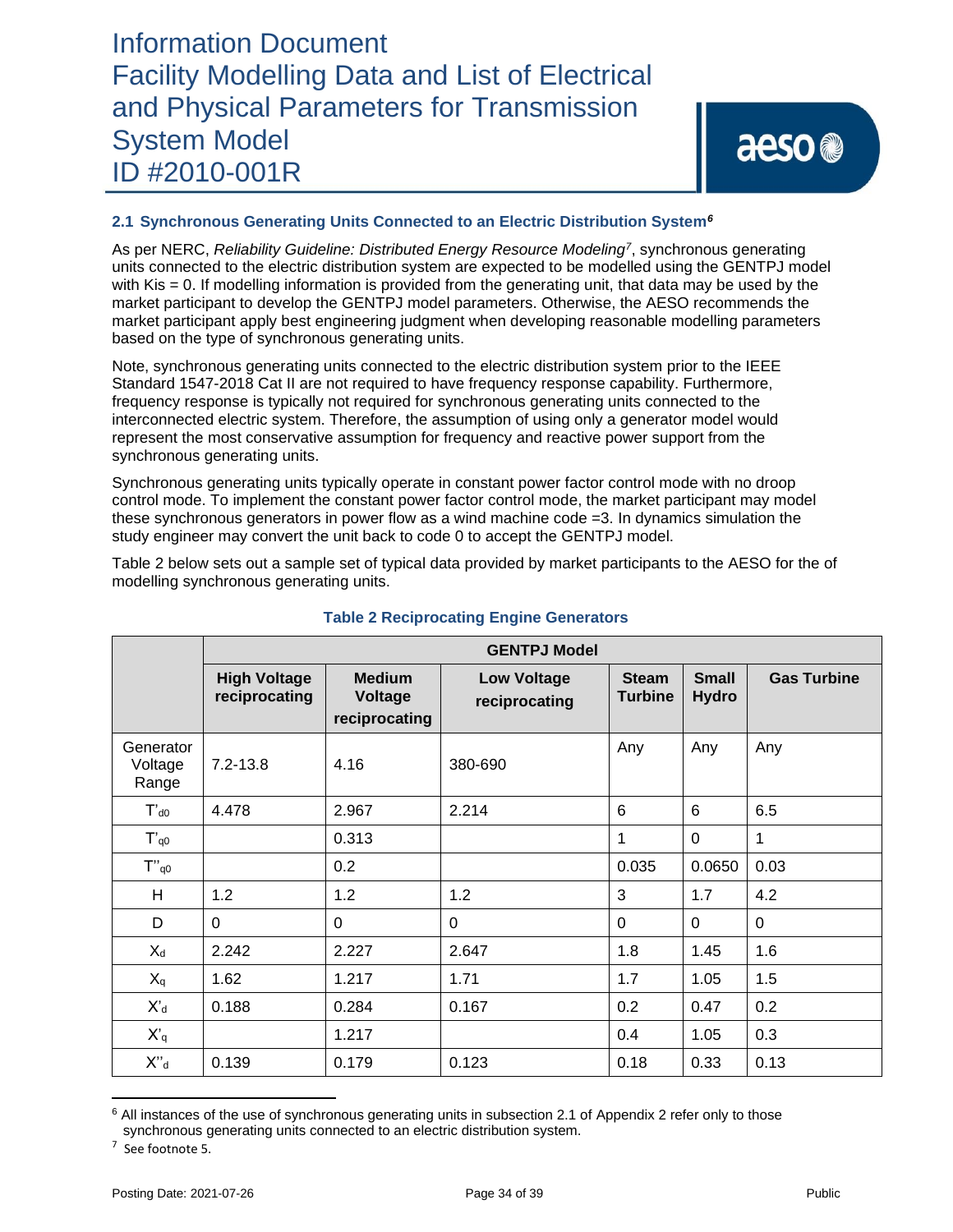### 2.1 Synchronous Generating Units Connected to an Electric Distribution System[6]

As per NERC, *Reliability Guideline: Distributed Energy Resource Modeling*[7], synchronous generating units connected to the electric distribution system are expected to be modelled using the GENTPJ model with Kis = 0. If modelling information is provided from the generating unit, that data may be used by the market participant to develop the GENTPJ model parameters. Otherwise, the AESO recommends the market participant apply best engineering judgment when developing reasonable modelling parameters based on the type of synchronous generating units.

Note, synchronous generating units connected to the electric distribution system prior to the IEEE Standard 1547-2018 Cat II are not required to have frequency response capability. Furthermore, frequency response is typically not required for synchronous generating units connected to the interconnected electric system. Therefore, the assumption of using only a generator model would represent the most conservative assumption for frequency and reactive power support from the synchronous generating units.

Synchronous generating units typically operate in constant power factor control mode with no droop control mode. To implement the constant power factor control mode, the market participant may model these synchronous generators in power flow as a wind machine code =3. In dynamics simulation the study engineer may convert the unit back to code 0 to accept the GENTPJ model.

Table 2 below sets out a sample set of typical data provided by market participants to the AESO for the of modelling synchronous generating units.

**Table 2 Reciprocating Engine Generators**

| | GENTPJ Model | | | | | |
|---|---|---|---|---|---|---|
| | **High Voltage reciprocating** | **Medium Voltage reciprocating** | **Low Voltage reciprocating** | **Steam Turbine** | **Small Hydro** | **Gas Turbine** |
| Generator Voltage Range | 7.2-13.8 | 4.16 | 380-690 | Any | Any | Any |
| $T'_{d0}$ | 4.478 | 2.967 | 2.214 | 6 | 6 | 6.5 |
| $T'_{q0}$ | | 0.313 | | 1 | 0 | 1 |
| $T''_{q0}$ | | 0.2 | | 0.035 | 0.0650 | 0.03 |
| H | 1.2 | 1.2 | 1.2 | 3 | 1.7 | 4.2 |
| D | 0 | 0 | 0 | 0 | 0 | 0 |
| $X_d$ | 2.242 | 2.227 | 2.647 | 1.8 | 1.45 | 1.6 |
| $X_q$ | 1.62 | 1.217 | 1.71 | 1.7 | 1.05 | 1.5 |
| $X'_d$ | 0.188 | 0.284 | 0.167 | 0.2 | 0.47 | 0.2 |
| $X'_q$ | | 1.217 | | 0.4 | 1.05 | 0.3 |
| $X''_d$ | 0.139 | 0.179 | 0.123 | 0.18 | 0.33 | 0.13 |

---

[6] All instances of the use of synchronous generating units in subsection 2.1 of Appendix 2 refer only to those synchronous generating units connected to an electric distribution system.

[7] See footnote 5.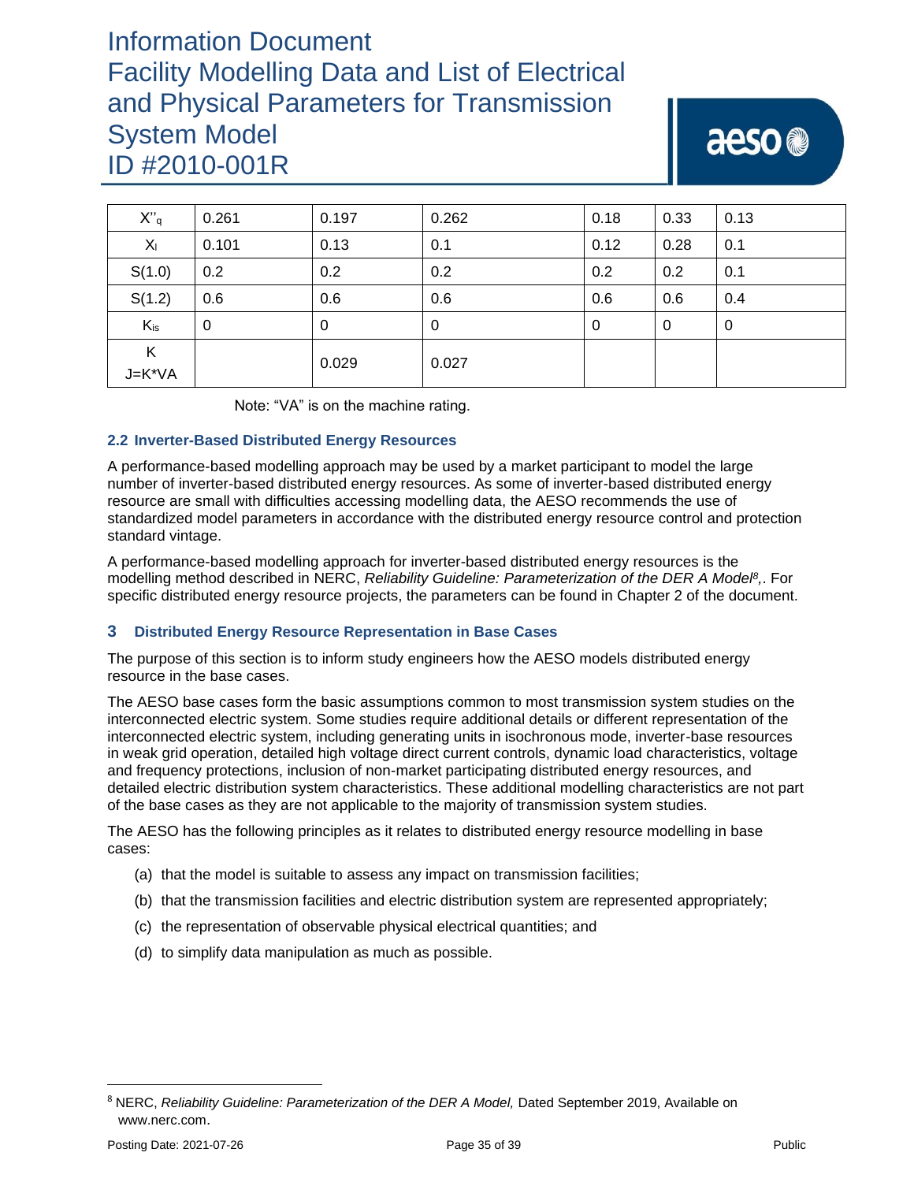| $X''_q$ | 0.261 | 0.197 | 0.262 | 0.18 | 0.33 | 0.13 |
|---|---|---|---|---|---|---|
| $X_l$ | 0.101 | 0.13 | 0.1 | 0.12 | 0.28 | 0.1 |
| S(1.0) | 0.2 | 0.2 | 0.2 | 0.2 | 0.2 | 0.1 |
| S(1.2) | 0.6 | 0.6 | 0.6 | 0.6 | 0.6 | 0.4 |
| $K_{is}$ | 0 | 0 | 0 | 0 | 0 | 0 |
| K J=K*VA | | 0.029 | 0.027 | | | |

Note: "VA" is on the machine rating.

### 2.2 Inverter-Based Distributed Energy Resources

A performance-based modelling approach may be used by a market participant to model the large number of inverter-based distributed energy resources. As some of inverter-based distributed energy resource are small with difficulties accessing modelling data, the AESO recommends the use of standardized model parameters in accordance with the distributed energy resource control and protection standard vintage.

A performance-based modelling approach for inverter-based distributed energy resources is the modelling method described in NERC, *Reliability Guideline: Parameterization of the DER A Model*[8],. For specific distributed energy resource projects, the parameters can be found in Chapter 2 of the document.

## 3 Distributed Energy Resource Representation in Base Cases

The purpose of this section is to inform study engineers how the AESO models distributed energy resource in the base cases.

The AESO base cases form the basic assumptions common to most transmission system studies on the interconnected electric system. Some studies require additional details or different representation of the interconnected electric system, including generating units in isochronous mode, inverter-base resources in weak grid operation, detailed high voltage direct current controls, dynamic load characteristics, voltage and frequency protections, inclusion of non-market participating distributed energy resources, and detailed electric distribution system characteristics. These additional modelling characteristics are not part of the base cases as they are not applicable to the majority of transmission system studies.

The AESO has the following principles as it relates to distributed energy resource modelling in base cases:

(a) that the model is suitable to assess any impact on transmission facilities;

(b) that the transmission facilities and electric distribution system are represented appropriately;

(c) the representation of observable physical electrical quantities; and

(d) to simplify data manipulation as much as possible.

[8] NERC, *Reliability Guideline: Parameterization of the DER A Model,* Dated September 2019, Available on www.nerc.com.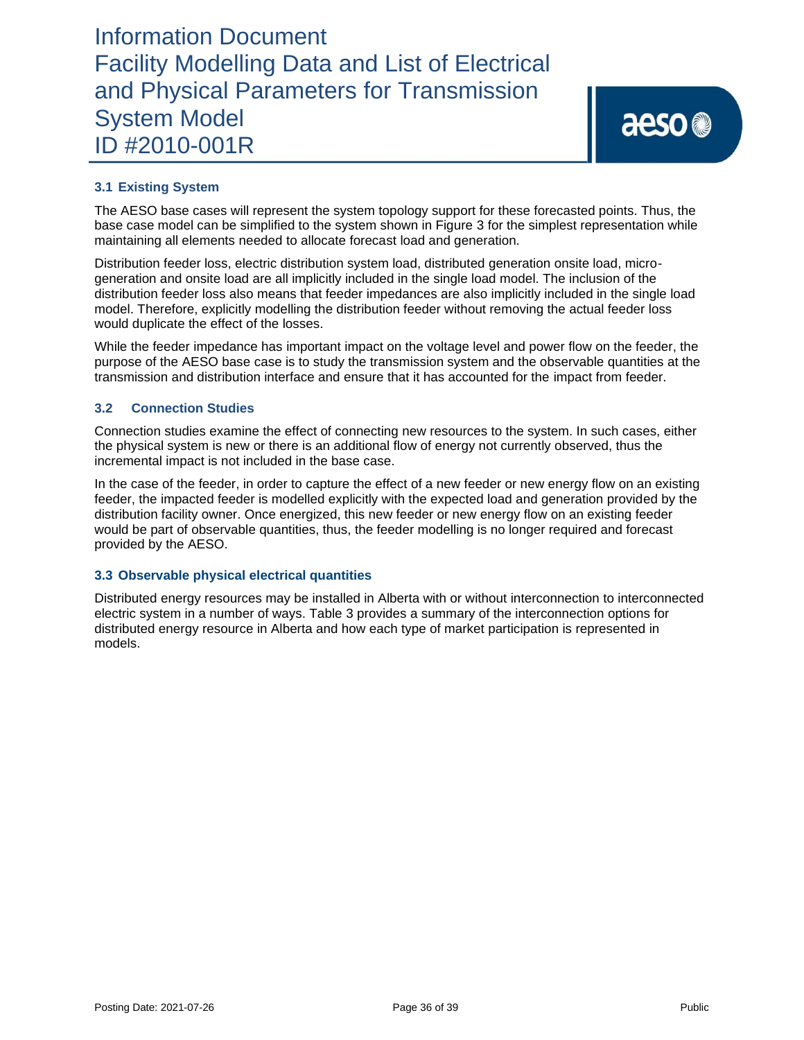### 3.1 Existing System

The AESO base cases will represent the system topology support for these forecasted points. Thus, the base case model can be simplified to the system shown in Figure 3 for the simplest representation while maintaining all elements needed to allocate forecast load and generation.

Distribution feeder loss, electric distribution system load, distributed generation onsite load, micro-generation and onsite load are all implicitly included in the single load model. The inclusion of the distribution feeder loss also means that feeder impedances are also implicitly included in the single load model. Therefore, explicitly modelling the distribution feeder without removing the actual feeder loss would duplicate the effect of the losses.

While the feeder impedance has important impact on the voltage level and power flow on the feeder, the purpose of the AESO base case is to study the transmission system and the observable quantities at the transmission and distribution interface and ensure that it has accounted for the impact from feeder.

### 3.2 Connection Studies

Connection studies examine the effect of connecting new resources to the system. In such cases, either the physical system is new or there is an additional flow of energy not currently observed, thus the incremental impact is not included in the base case.

In the case of the feeder, in order to capture the effect of a new feeder or new energy flow on an existing feeder, the impacted feeder is modelled explicitly with the expected load and generation provided by the distribution facility owner. Once energized, this new feeder or new energy flow on an existing feeder would be part of observable quantities, thus, the feeder modelling is no longer required and forecast provided by the AESO.

### 3.3 Observable physical electrical quantities

Distributed energy resources may be installed in Alberta with or without interconnection to interconnected electric system in a number of ways. Table 3 provides a summary of the interconnection options for distributed energy resource in Alberta and how each type of market participation is represented in models.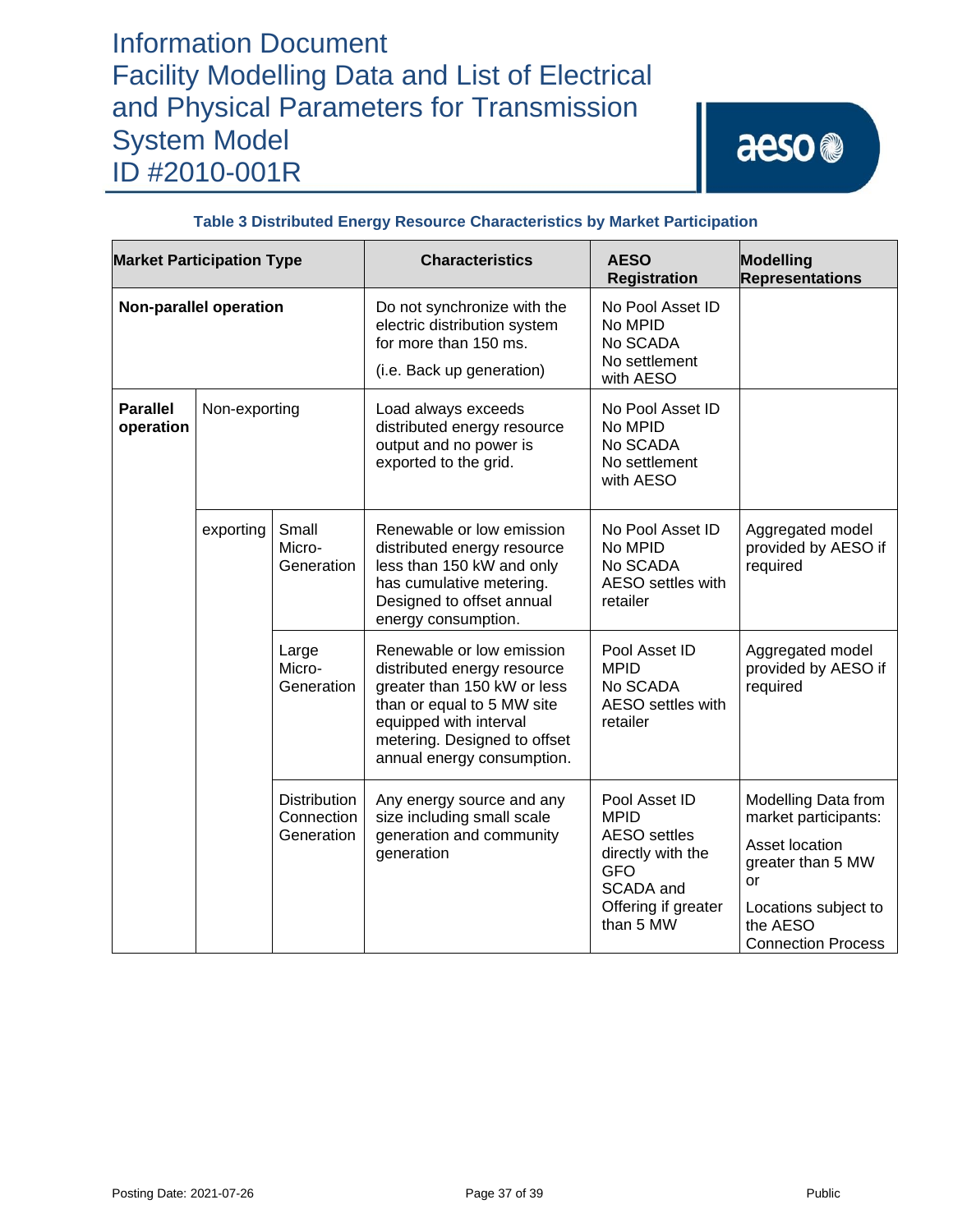**Table 3 Distributed Energy Resource Characteristics by Market Participation**

| Market Participation Type | | | Characteristics | AESO Registration | Modelling Representations |
|---|---|---|---|---|---|
| **Non-parallel operation** | | | Do not synchronize with the electric distribution system for more than 150 ms.<br><br>(i.e. Back up generation) | No Pool Asset ID<br>No MPID<br>No SCADA<br>No settlement with AESO | |
| **Parallel operation** | Non-exporting | | Load always exceeds distributed energy resource output and no power is exported to the grid. | No Pool Asset ID<br>No MPID<br>No SCADA<br>No settlement with AESO | |
| | exporting | Small Micro-Generation | Renewable or low emission distributed energy resource less than 150 kW and only has cumulative metering. Designed to offset annual energy consumption. | No Pool Asset ID<br>No MPID<br>No SCADA<br>AESO settles with retailer | Aggregated model provided by AESO if required |
| | | Large Micro-Generation | Renewable or low emission distributed energy resource greater than 150 kW or less than or equal to 5 MW site equipped with interval metering. Designed to offset annual energy consumption. | Pool Asset ID<br>MPID<br>No SCADA<br>AESO settles with retailer | Aggregated model provided by AESO if required |
| | | Distribution Connection Generation | Any energy source and any size including small scale generation and community generation | Pool Asset ID<br>MPID<br>AESO settles directly with the GFO<br>SCADA and Offering if greater than 5 MW | Modelling Data from market participants:<br><br>Asset location greater than 5 MW or<br><br>Locations subject to the AESO Connection Process |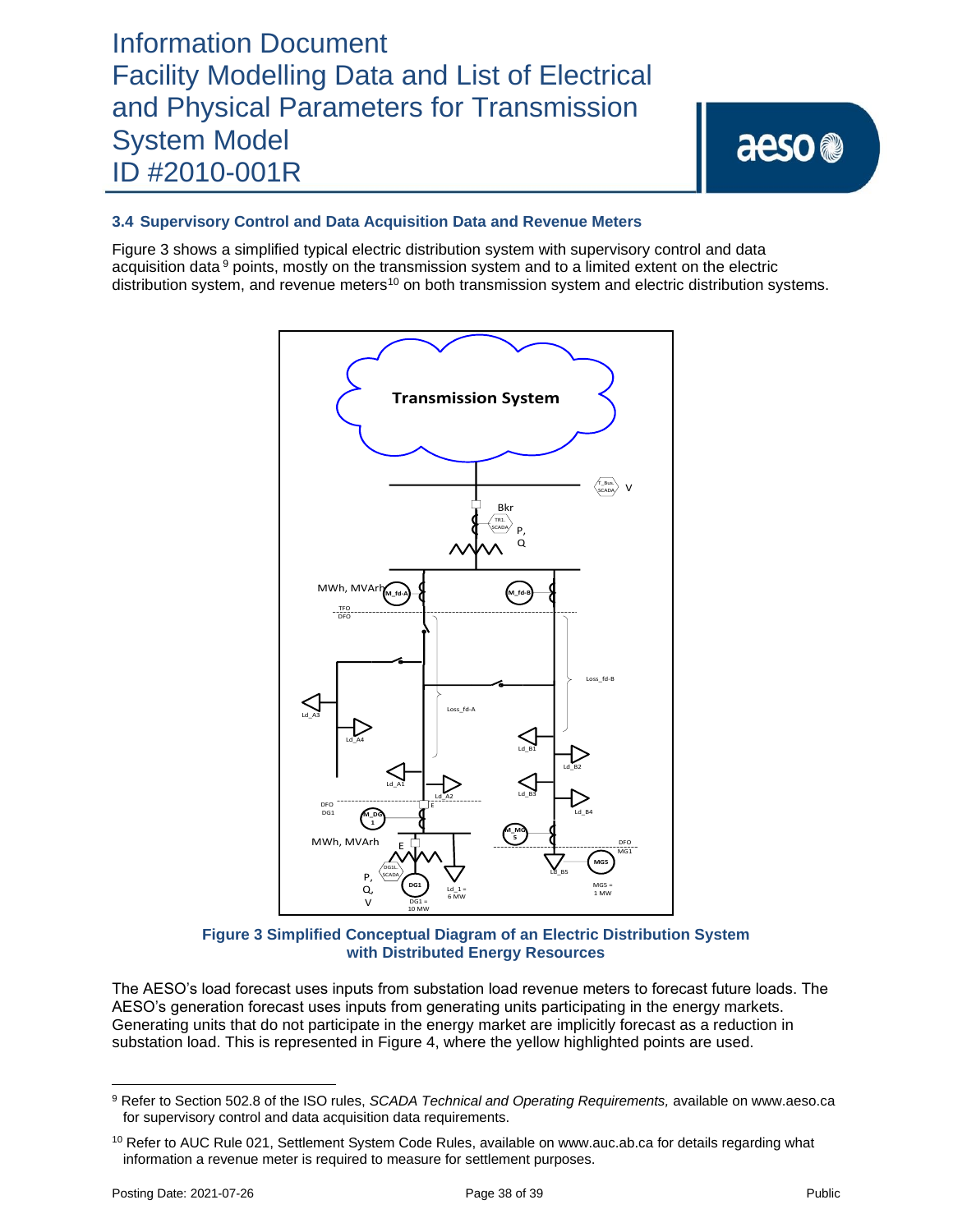### 3.4 Supervisory Control and Data Acquisition Data and Revenue Meters

Figure 3 shows a simplified typical electric distribution system with supervisory control and data acquisition data[9] points, mostly on the transmission system and to a limited extent on the electric distribution system, and revenue meters[10] on both transmission system and electric distribution systems.

**Figure 3 Simplified Conceptual Diagram of an Electric Distribution System with Distributed Energy Resources**

The AESO's load forecast uses inputs from substation load revenue meters to forecast future loads. The AESO's generation forecast uses inputs from generating units participating in the energy markets. Generating units that do not participate in the energy market are implicitly forecast as a reduction in substation load. This is represented in Figure 4, where the yellow highlighted points are used.

---

[9] Refer to Section 502.8 of the ISO rules, *SCADA Technical and Operating Requirements,* available on www.aeso.ca for supervisory control and data acquisition data requirements.

[10] Refer to AUC Rule 021, Settlement System Code Rules, available on www.auc.ab.ca for details regarding what information a revenue meter is required to measure for settlement purposes.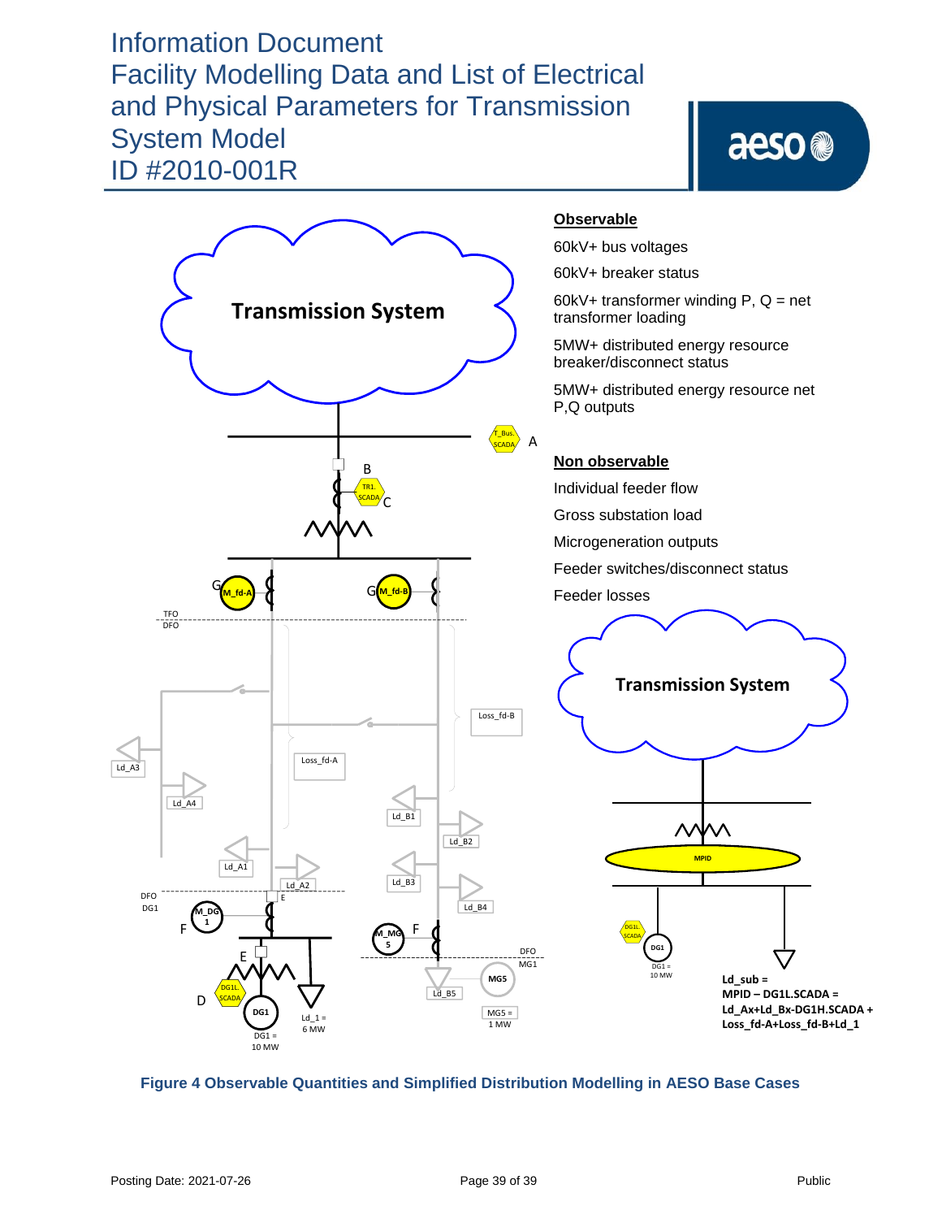**Observable**

60kV+ bus voltages

60kV+ breaker status

60kV+ transformer winding P, Q = net transformer loading

5MW+ distributed energy resource breaker/disconnect status

5MW+ distributed energy resource net P,Q outputs

**Non observable**

Individual feeder flow

Gross substation load

Microgeneration outputs

Feeder switches/disconnect status

Feeder losses

Transmission System

T_Bus SCADA A

B

TR1 SCADA C

G M_fd-A

G M_fd-B

TFO

DFO

Loss_fd-B

Loss_fd-A

Ld_A3

Ld_A4

Ld_B1

Ld_B2

Ld_A1

Ld_A2

Ld_B3

Ld_B4

DFO

DG1

E

F M_DG 1

M_MG 5 F

DFO

MG1

E

D DG1L SCADA

DG1

DG1 = 10 MW

Ld_1 = 6 MW

Ld_B5

MG5

MG5 = 1 MW

Transmission System

MPID

DG1L SCADA

DG1

DG1 = 10 MW

**Ld_sub = MPID – DG1L.SCADA = Ld_Ax+Ld_Bx-DG1H.SCADA + Loss_fd-A+Loss_fd-B+Ld_1**

**Figure 4 Observable Quantities and Simplified Distribution Modelling in AESO Base Cases**